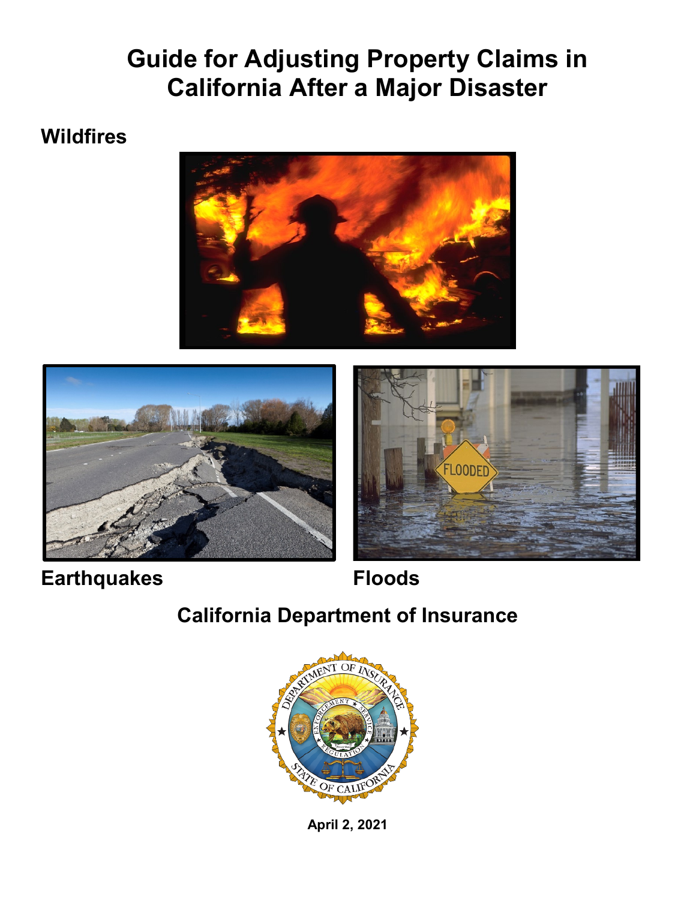# Guide for Adjusting Property Claims in California After a Major Disaster

**Wildfires**

**Earthquakes**

**Floods**

## California Department of Insurance

**April 2, 2021**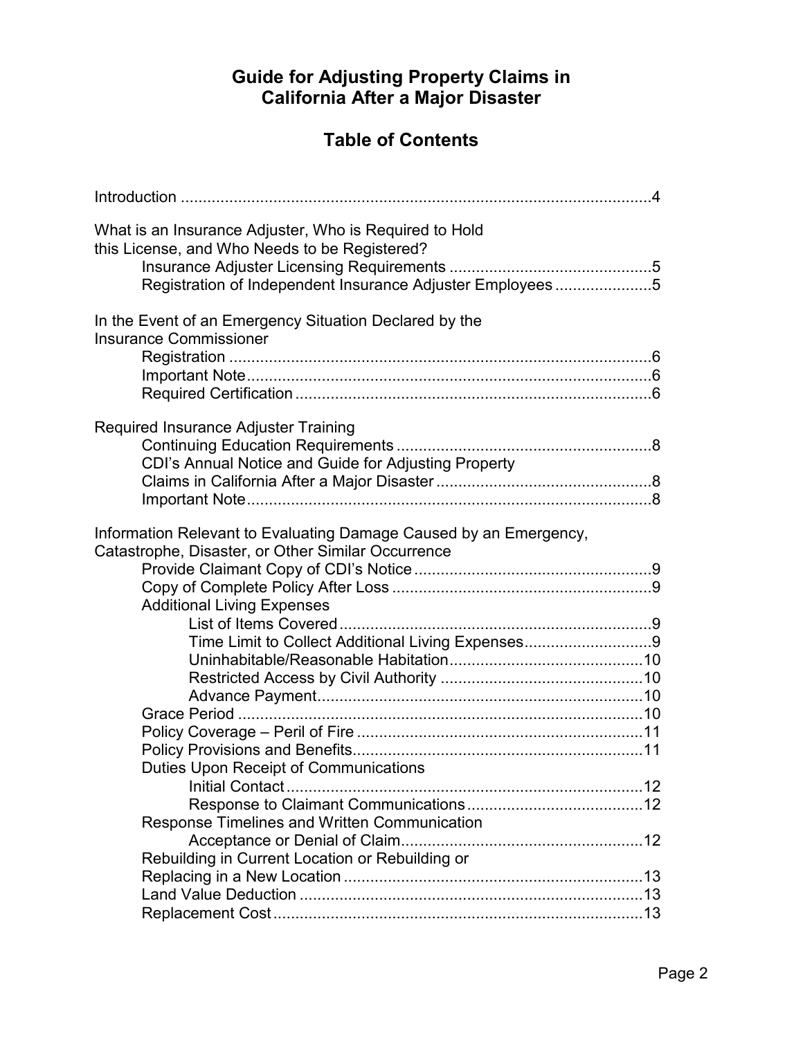# Guide for Adjusting Property Claims in California After a Major Disaster

## Table of Contents

Introduction ....................................................................................................4

What is an Insurance Adjuster, Who is Required to Hold this License, and Who Needs to be Registered?
- Insurance Adjuster Licensing Requirements ..............................................5
- Registration of Independent Insurance Adjuster Employees ......................5

In the Event of an Emergency Situation Declared by the Insurance Commissioner
- Registration ................................................................................................6
- Important Note............................................................................................6
- Required Certification .................................................................................6

Required Insurance Adjuster Training
- Continuing Education Requirements ..........................................................8
- CDI's Annual Notice and Guide for Adjusting Property Claims in California After a Major Disaster .................................................8
- Important Note............................................................................................8

Information Relevant to Evaluating Damage Caused by an Emergency, Catastrophe, Disaster, or Other Similar Occurrence
- Provide Claimant Copy of CDI's Notice ......................................................9
- Copy of Complete Policy After Loss ...........................................................9
- Additional Living Expenses
  - List of Items Covered .......................................................................9
  - Time Limit to Collect Additional Living Expenses.............................9
  - Uninhabitable/Reasonable Habitation............................................10
  - Restricted Access by Civil Authority ..............................................10
  - Advance Payment..........................................................................10
- Grace Period ............................................................................................10
- Policy Coverage – Peril of Fire .................................................................11
- Policy Provisions and Benefits..................................................................11
- Duties Upon Receipt of Communications
  - Initial Contact .................................................................................12
  - Response to Claimant Communications........................................12
- Response Timelines and Written Communication
  - Acceptance or Denial of Claim.......................................................12
- Rebuilding in Current Location or Rebuilding or Replacing in a New Location ....................................................................13
- Land Value Deduction ..............................................................................13
- Replacement Cost ....................................................................................13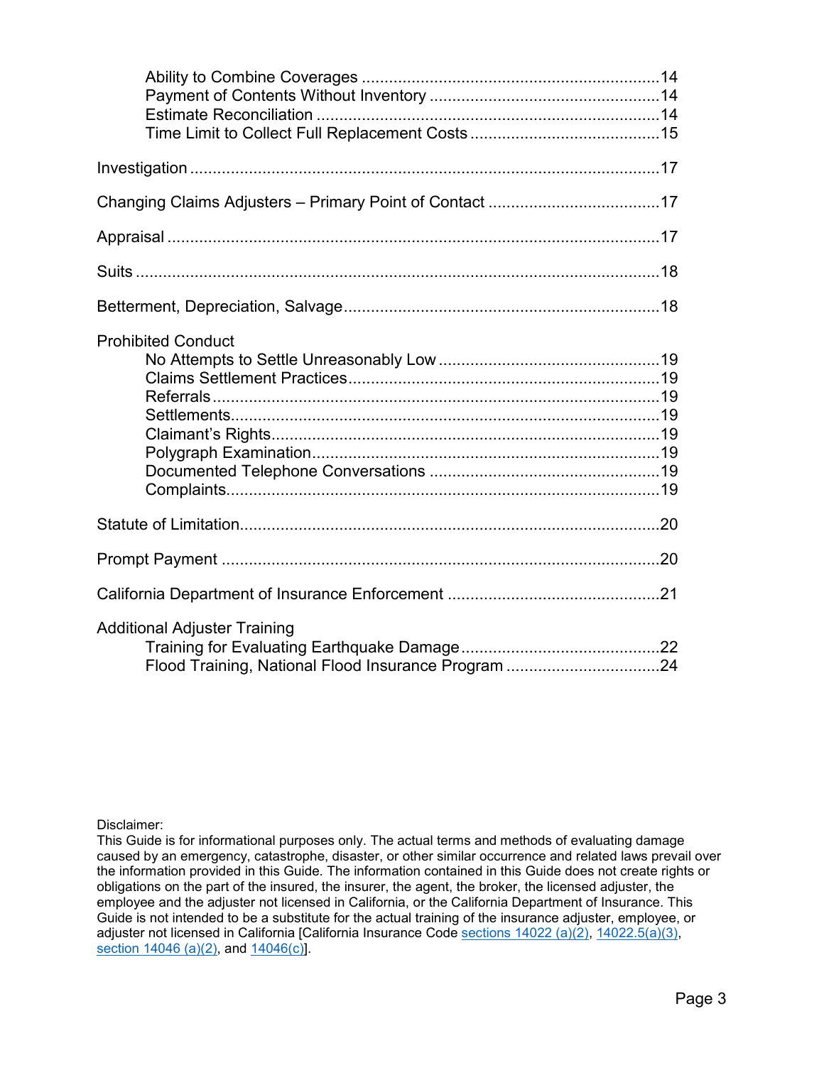Ability to Combine Coverages ....................................................................14
Payment of Contents Without Inventory ....................................................14
Estimate Reconciliation .............................................................................14
Time Limit to Collect Full Replacement Costs ..........................................15

Investigation ....................................................................................................17

Changing Claims Adjusters – Primary Point of Contact ......................................17

Appraisal ..........................................................................................................17

Suits .................................................................................................................18

Betterment, Depreciation, Salvage.....................................................................18

Prohibited Conduct
No Attempts to Settle Unreasonably Low .................................................19
Claims Settlement Practices.....................................................................19
Referrals....................................................................................................19
Settlements...............................................................................................19
Claimant's Rights......................................................................................19
Polygraph Examination.............................................................................19
Documented Telephone Conversations ....................................................19
Complaints................................................................................................19

Statute of Limitation...........................................................................................20

Prompt Payment ...............................................................................................20

California Department of Insurance Enforcement ..............................................21

Additional Adjuster Training
Training for Evaluating Earthquake Damage............................................22
Flood Training, National Flood Insurance Program ..................................24

Disclaimer:
This Guide is for informational purposes only. The actual terms and methods of evaluating damage caused by an emergency, catastrophe, disaster, or other similar occurrence and related laws prevail over the information provided in this Guide. The information contained in this Guide does not create rights or obligations on the part of the insured, the insurer, the agent, the broker, the licensed adjuster, the employee and the adjuster not licensed in California, or the California Department of Insurance. This Guide is not intended to be a substitute for the actual training of the insurance adjuster, employee, or adjuster not licensed in California [California Insurance Code sections 14022 (a)(2), 14022.5(a)(3), section 14046 (a)(2), and 14046(c)].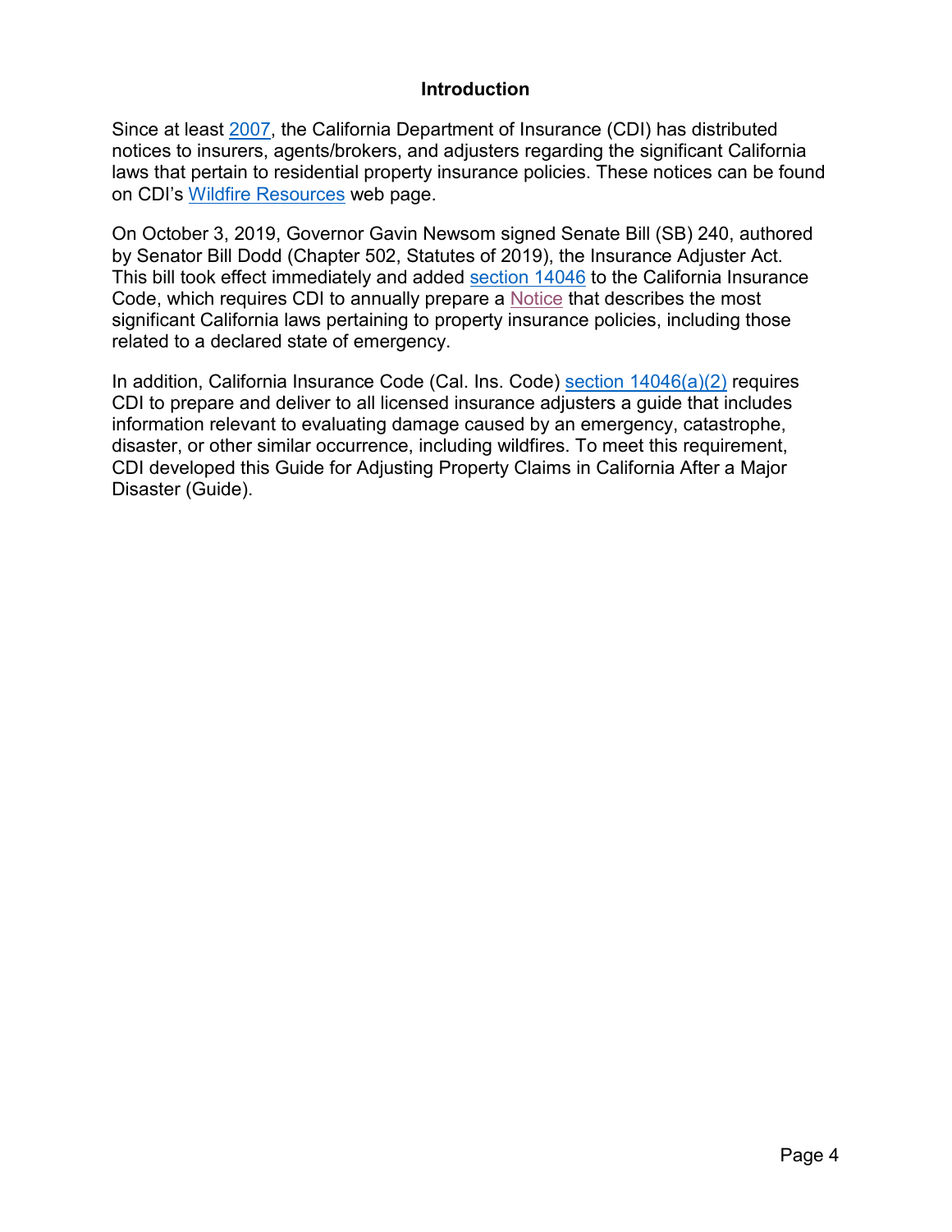## Introduction

Since at least 2007, the California Department of Insurance (CDI) has distributed notices to insurers, agents/brokers, and adjusters regarding the significant California laws that pertain to residential property insurance policies. These notices can be found on CDI's Wildfire Resources web page.

On October 3, 2019, Governor Gavin Newsom signed Senate Bill (SB) 240, authored by Senator Bill Dodd (Chapter 502, Statutes of 2019), the Insurance Adjuster Act. This bill took effect immediately and added section 14046 to the California Insurance Code, which requires CDI to annually prepare a Notice that describes the most significant California laws pertaining to property insurance policies, including those related to a declared state of emergency.

In addition, California Insurance Code (Cal. Ins. Code) section 14046(a)(2) requires CDI to prepare and deliver to all licensed insurance adjusters a guide that includes information relevant to evaluating damage caused by an emergency, catastrophe, disaster, or other similar occurrence, including wildfires. To meet this requirement, CDI developed this Guide for Adjusting Property Claims in California After a Major Disaster (Guide).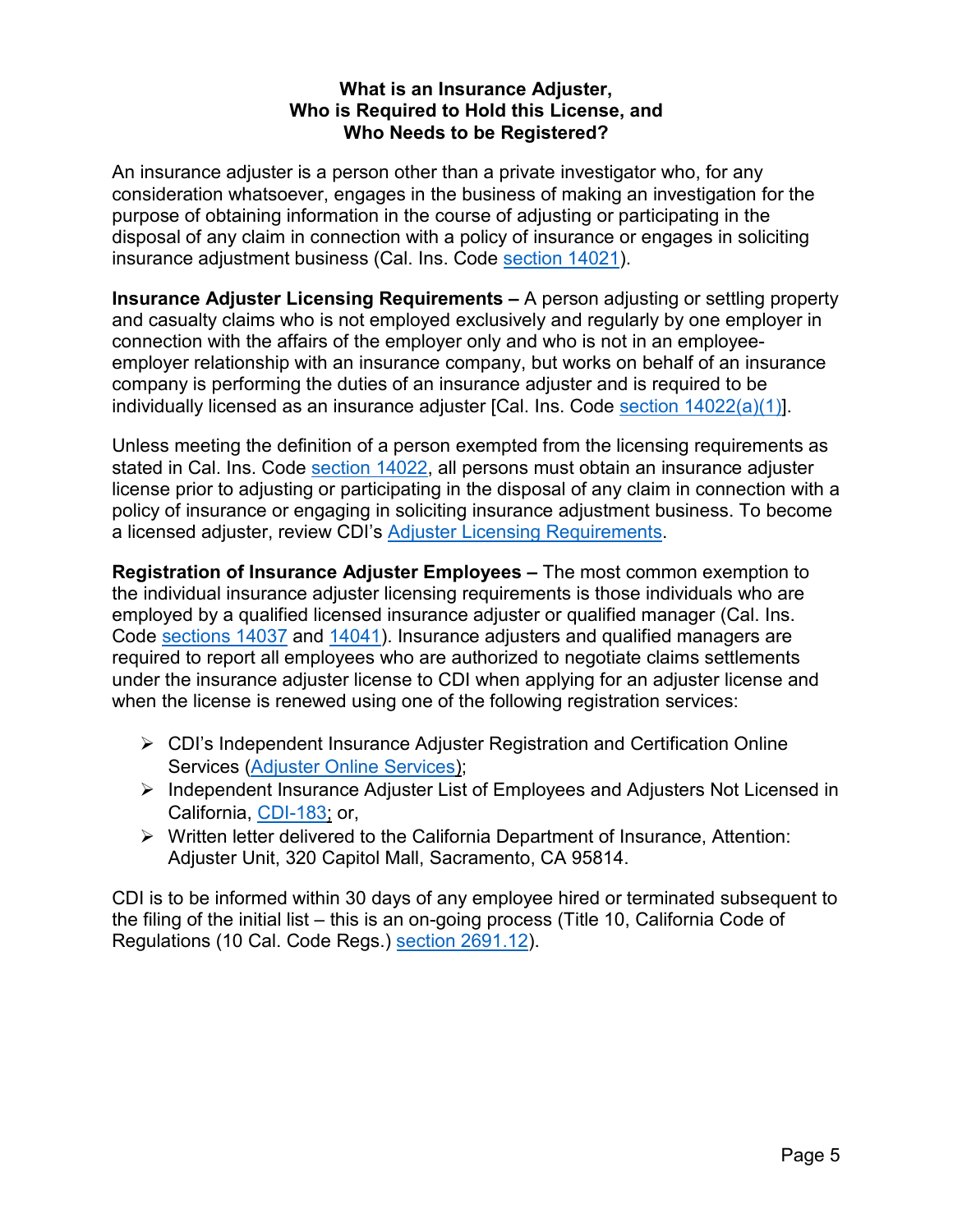## What is an Insurance Adjuster, Who is Required to Hold this License, and Who Needs to be Registered?

An insurance adjuster is a person other than a private investigator who, for any consideration whatsoever, engages in the business of making an investigation for the purpose of obtaining information in the course of adjusting or participating in the disposal of any claim in connection with a policy of insurance or engages in soliciting insurance adjustment business (Cal. Ins. Code section 14021).

**Insurance Adjuster Licensing Requirements –** A person adjusting or settling property and casualty claims who is not employed exclusively and regularly by one employer in connection with the affairs of the employer only and who is not in an employee-employer relationship with an insurance company, but works on behalf of an insurance company is performing the duties of an insurance adjuster and is required to be individually licensed as an insurance adjuster [Cal. Ins. Code section 14022(a)(1)].

Unless meeting the definition of a person exempted from the licensing requirements as stated in Cal. Ins. Code section 14022, all persons must obtain an insurance adjuster license prior to adjusting or participating in the disposal of any claim in connection with a policy of insurance or engaging in soliciting insurance adjustment business. To become a licensed adjuster, review CDI's Adjuster Licensing Requirements.

**Registration of Insurance Adjuster Employees –** The most common exemption to the individual insurance adjuster licensing requirements is those individuals who are employed by a qualified licensed insurance adjuster or qualified manager (Cal. Ins. Code sections 14037 and 14041). Insurance adjusters and qualified managers are required to report all employees who are authorized to negotiate claims settlements under the insurance adjuster license to CDI when applying for an adjuster license and when the license is renewed using one of the following registration services:

- CDI's Independent Insurance Adjuster Registration and Certification Online Services (Adjuster Online Services);
- Independent Insurance Adjuster List of Employees and Adjusters Not Licensed in California, CDI-183; or,
- Written letter delivered to the California Department of Insurance, Attention: Adjuster Unit, 320 Capitol Mall, Sacramento, CA 95814.

CDI is to be informed within 30 days of any employee hired or terminated subsequent to the filing of the initial list – this is an on-going process (Title 10, California Code of Regulations (10 Cal. Code Regs.) section 2691.12).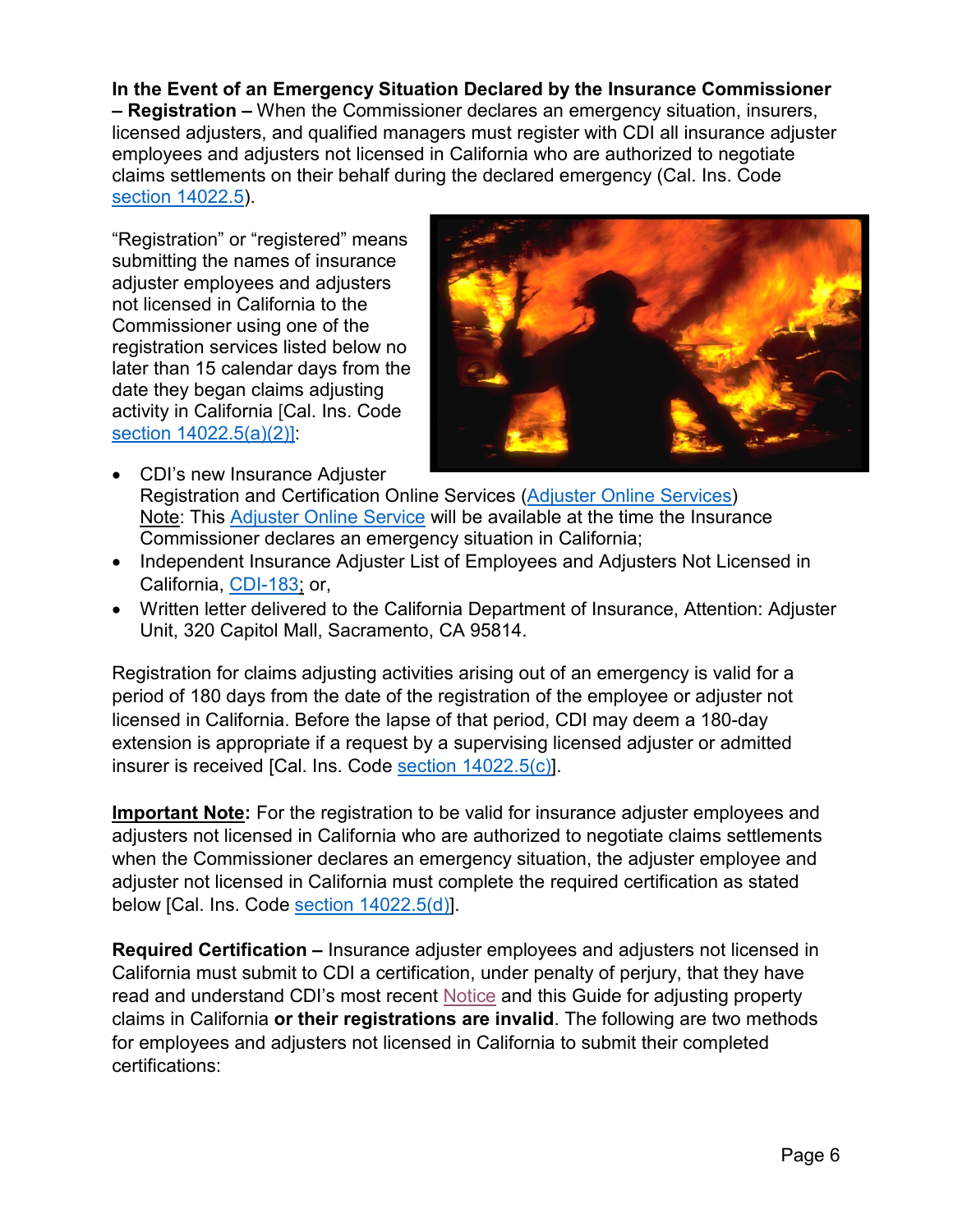**In the Event of an Emergency Situation Declared by the Insurance Commissioner – Registration –** When the Commissioner declares an emergency situation, insurers, licensed adjusters, and qualified managers must register with CDI all insurance adjuster employees and adjusters not licensed in California who are authorized to negotiate claims settlements on their behalf during the declared emergency (Cal. Ins. Code section 14022.5).

"Registration" or "registered" means submitting the names of insurance adjuster employees and adjusters not licensed in California to the Commissioner using one of the registration services listed below no later than 15 calendar days from the date they began claims adjusting activity in California [Cal. Ins. Code section 14022.5(a)(2)]:

- CDI's new Insurance Adjuster Registration and Certification Online Services (Adjuster Online Services) Note: This Adjuster Online Service will be available at the time the Insurance Commissioner declares an emergency situation in California;
- Independent Insurance Adjuster List of Employees and Adjusters Not Licensed in California, CDI-183; or,
- Written letter delivered to the California Department of Insurance, Attention: Adjuster Unit, 320 Capitol Mall, Sacramento, CA 95814.

Registration for claims adjusting activities arising out of an emergency is valid for a period of 180 days from the date of the registration of the employee or adjuster not licensed in California. Before the lapse of that period, CDI may deem a 180-day extension is appropriate if a request by a supervising licensed adjuster or admitted insurer is received [Cal. Ins. Code section 14022.5(c)].

**Important Note:** For the registration to be valid for insurance adjuster employees and adjusters not licensed in California who are authorized to negotiate claims settlements when the Commissioner declares an emergency situation, the adjuster employee and adjuster not licensed in California must complete the required certification as stated below [Cal. Ins. Code section 14022.5(d)].

**Required Certification –** Insurance adjuster employees and adjusters not licensed in California must submit to CDI a certification, under penalty of perjury, that they have read and understand CDI's most recent Notice and this Guide for adjusting property claims in California **or their registrations are invalid**. The following are two methods for employees and adjusters not licensed in California to submit their completed certifications: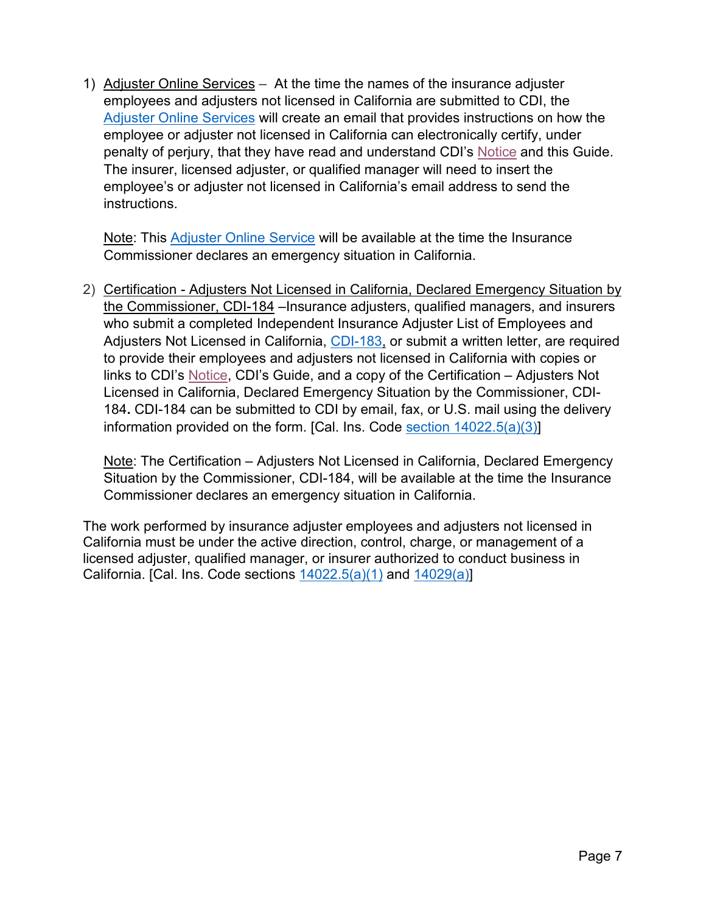1) Adjuster Online Services – At the time the names of the insurance adjuster employees and adjusters not licensed in California are submitted to CDI, the Adjuster Online Services will create an email that provides instructions on how the employee or adjuster not licensed in California can electronically certify, under penalty of perjury, that they have read and understand CDI's Notice and this Guide. The insurer, licensed adjuster, or qualified manager will need to insert the employee's or adjuster not licensed in California's email address to send the instructions.

   Note: This Adjuster Online Service will be available at the time the Insurance Commissioner declares an emergency situation in California.

2) Certification - Adjusters Not Licensed in California, Declared Emergency Situation by the Commissioner, CDI-184 –Insurance adjusters, qualified managers, and insurers who submit a completed Independent Insurance Adjuster List of Employees and Adjusters Not Licensed in California, CDI-183, or submit a written letter, are required to provide their employees and adjusters not licensed in California with copies or links to CDI's Notice, CDI's Guide, and a copy of the Certification – Adjusters Not Licensed in California, Declared Emergency Situation by the Commissioner, CDI-184**.** CDI-184 can be submitted to CDI by email, fax, or U.S. mail using the delivery information provided on the form. [Cal. Ins. Code section 14022.5(a)(3)]

   Note: The Certification – Adjusters Not Licensed in California, Declared Emergency Situation by the Commissioner, CDI-184, will be available at the time the Insurance Commissioner declares an emergency situation in California.

The work performed by insurance adjuster employees and adjusters not licensed in California must be under the active direction, control, charge, or management of a licensed adjuster, qualified manager, or insurer authorized to conduct business in California. [Cal. Ins. Code sections 14022.5(a)(1) and 14029(a)]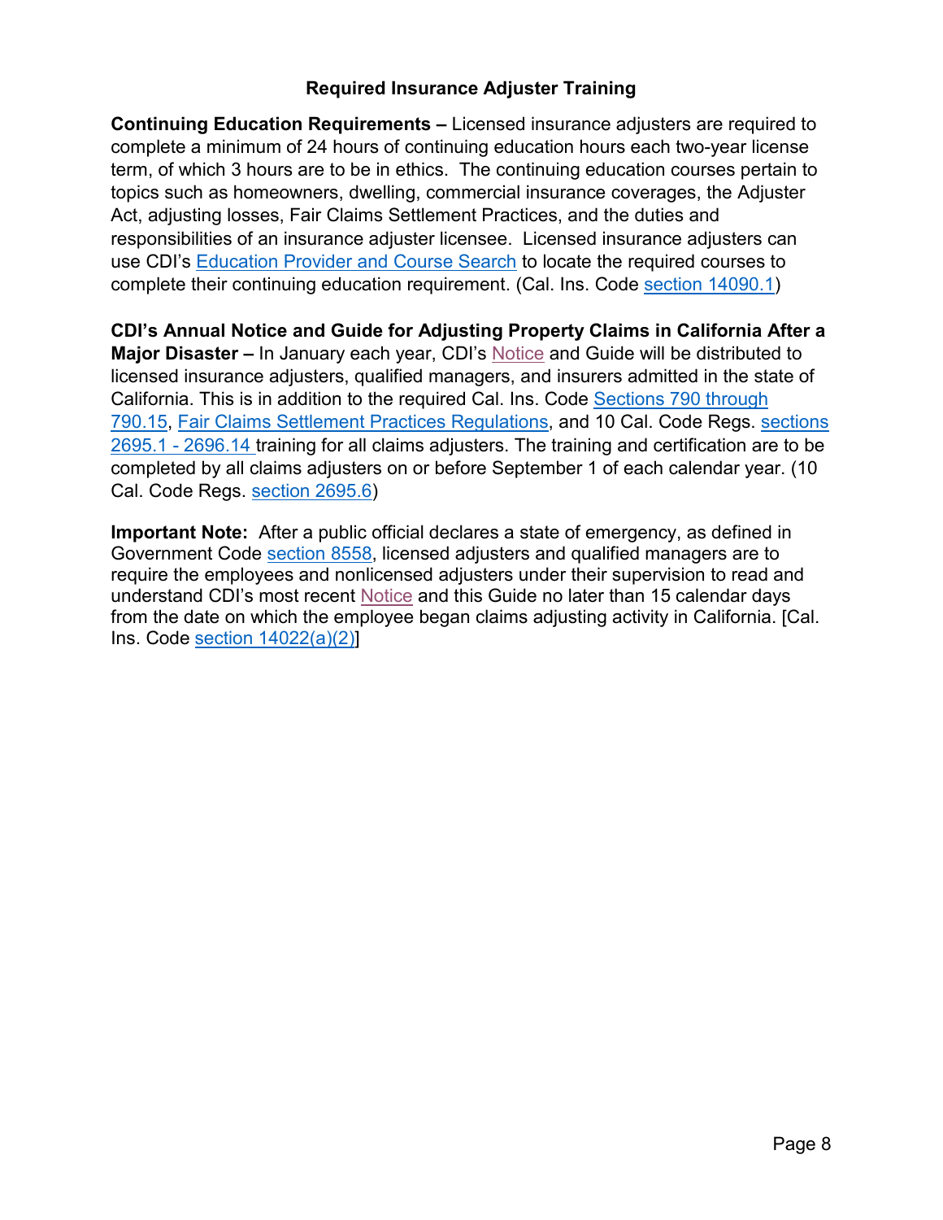## Required Insurance Adjuster Training

**Continuing Education Requirements –** Licensed insurance adjusters are required to complete a minimum of 24 hours of continuing education hours each two-year license term, of which 3 hours are to be in ethics. The continuing education courses pertain to topics such as homeowners, dwelling, commercial insurance coverages, the Adjuster Act, adjusting losses, Fair Claims Settlement Practices, and the duties and responsibilities of an insurance adjuster licensee. Licensed insurance adjusters can use CDI's Education Provider and Course Search to locate the required courses to complete their continuing education requirement. (Cal. Ins. Code section 14090.1)

**CDI's Annual Notice and Guide for Adjusting Property Claims in California After a Major Disaster –** In January each year, CDI's Notice and Guide will be distributed to licensed insurance adjusters, qualified managers, and insurers admitted in the state of California. This is in addition to the required Cal. Ins. Code Sections 790 through 790.15, Fair Claims Settlement Practices Regulations, and 10 Cal. Code Regs. sections 2695.1 - 2696.14 training for all claims adjusters. The training and certification are to be completed by all claims adjusters on or before September 1 of each calendar year. (10 Cal. Code Regs. section 2695.6)

**Important Note:** After a public official declares a state of emergency, as defined in Government Code section 8558, licensed adjusters and qualified managers are to require the employees and nonlicensed adjusters under their supervision to read and understand CDI's most recent Notice and this Guide no later than 15 calendar days from the date on which the employee began claims adjusting activity in California. [Cal. Ins. Code section 14022(a)(2)]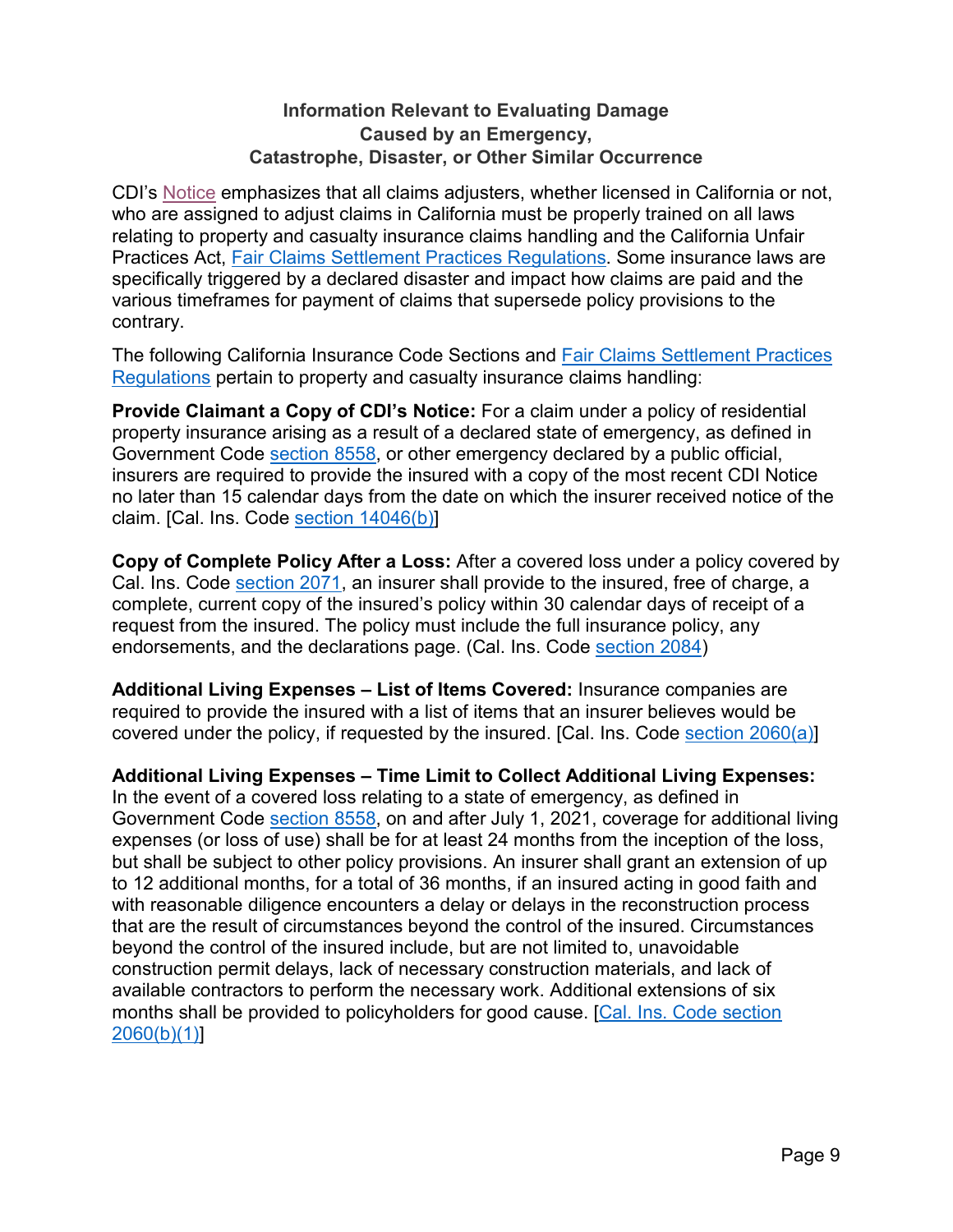### Information Relevant to Evaluating Damage Caused by an Emergency, Catastrophe, Disaster, or Other Similar Occurrence

CDI's Notice emphasizes that all claims adjusters, whether licensed in California or not, who are assigned to adjust claims in California must be properly trained on all laws relating to property and casualty insurance claims handling and the California Unfair Practices Act, Fair Claims Settlement Practices Regulations. Some insurance laws are specifically triggered by a declared disaster and impact how claims are paid and the various timeframes for payment of claims that supersede policy provisions to the contrary.

The following California Insurance Code Sections and Fair Claims Settlement Practices Regulations pertain to property and casualty insurance claims handling:

**Provide Claimant a Copy of CDI's Notice:** For a claim under a policy of residential property insurance arising as a result of a declared state of emergency, as defined in Government Code section 8558, or other emergency declared by a public official, insurers are required to provide the insured with a copy of the most recent CDI Notice no later than 15 calendar days from the date on which the insurer received notice of the claim. [Cal. Ins. Code section 14046(b)]

**Copy of Complete Policy After a Loss:** After a covered loss under a policy covered by Cal. Ins. Code section 2071, an insurer shall provide to the insured, free of charge, a complete, current copy of the insured's policy within 30 calendar days of receipt of a request from the insured. The policy must include the full insurance policy, any endorsements, and the declarations page. (Cal. Ins. Code section 2084)

**Additional Living Expenses – List of Items Covered:** Insurance companies are required to provide the insured with a list of items that an insurer believes would be covered under the policy, if requested by the insured. [Cal. Ins. Code section 2060(a)]

**Additional Living Expenses – Time Limit to Collect Additional Living Expenses:** In the event of a covered loss relating to a state of emergency, as defined in Government Code section 8558, on and after July 1, 2021, coverage for additional living expenses (or loss of use) shall be for at least 24 months from the inception of the loss, but shall be subject to other policy provisions. An insurer shall grant an extension of up to 12 additional months, for a total of 36 months, if an insured acting in good faith and with reasonable diligence encounters a delay or delays in the reconstruction process that are the result of circumstances beyond the control of the insured. Circumstances beyond the control of the insured include, but are not limited to, unavoidable construction permit delays, lack of necessary construction materials, and lack of available contractors to perform the necessary work. Additional extensions of six months shall be provided to policyholders for good cause. [Cal. Ins. Code section 2060(b)(1)]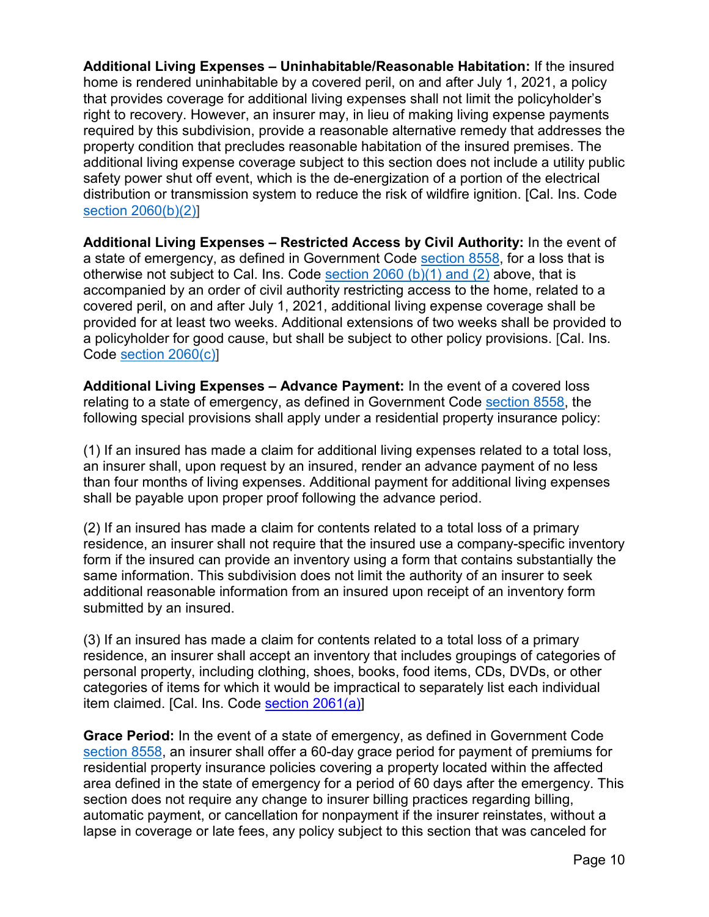**Additional Living Expenses – Uninhabitable/Reasonable Habitation:** If the insured home is rendered uninhabitable by a covered peril, on and after July 1, 2021, a policy that provides coverage for additional living expenses shall not limit the policyholder's right to recovery. However, an insurer may, in lieu of making living expense payments required by this subdivision, provide a reasonable alternative remedy that addresses the property condition that precludes reasonable habitation of the insured premises. The additional living expense coverage subject to this section does not include a utility public safety power shut off event, which is the de-energization of a portion of the electrical distribution or transmission system to reduce the risk of wildfire ignition. [Cal. Ins. Code section 2060(b)(2)]

**Additional Living Expenses – Restricted Access by Civil Authority:** In the event of a state of emergency, as defined in Government Code section 8558, for a loss that is otherwise not subject to Cal. Ins. Code section 2060 (b)(1) and (2) above, that is accompanied by an order of civil authority restricting access to the home, related to a covered peril, on and after July 1, 2021, additional living expense coverage shall be provided for at least two weeks. Additional extensions of two weeks shall be provided to a policyholder for good cause, but shall be subject to other policy provisions. [Cal. Ins. Code section 2060(c)]

**Additional Living Expenses – Advance Payment:** In the event of a covered loss relating to a state of emergency, as defined in Government Code section 8558, the following special provisions shall apply under a residential property insurance policy:

(1) If an insured has made a claim for additional living expenses related to a total loss, an insurer shall, upon request by an insured, render an advance payment of no less than four months of living expenses. Additional payment for additional living expenses shall be payable upon proper proof following the advance period.

(2) If an insured has made a claim for contents related to a total loss of a primary residence, an insurer shall not require that the insured use a company-specific inventory form if the insured can provide an inventory using a form that contains substantially the same information. This subdivision does not limit the authority of an insurer to seek additional reasonable information from an insured upon receipt of an inventory form submitted by an insured.

(3) If an insured has made a claim for contents related to a total loss of a primary residence, an insurer shall accept an inventory that includes groupings of categories of personal property, including clothing, shoes, books, food items, CDs, DVDs, or other categories of items for which it would be impractical to separately list each individual item claimed. [Cal. Ins. Code section 2061(a)]

**Grace Period:** In the event of a state of emergency, as defined in Government Code section 8558, an insurer shall offer a 60-day grace period for payment of premiums for residential property insurance policies covering a property located within the affected area defined in the state of emergency for a period of 60 days after the emergency. This section does not require any change to insurer billing practices regarding billing, automatic payment, or cancellation for nonpayment if the insurer reinstates, without a lapse in coverage or late fees, any policy subject to this section that was canceled for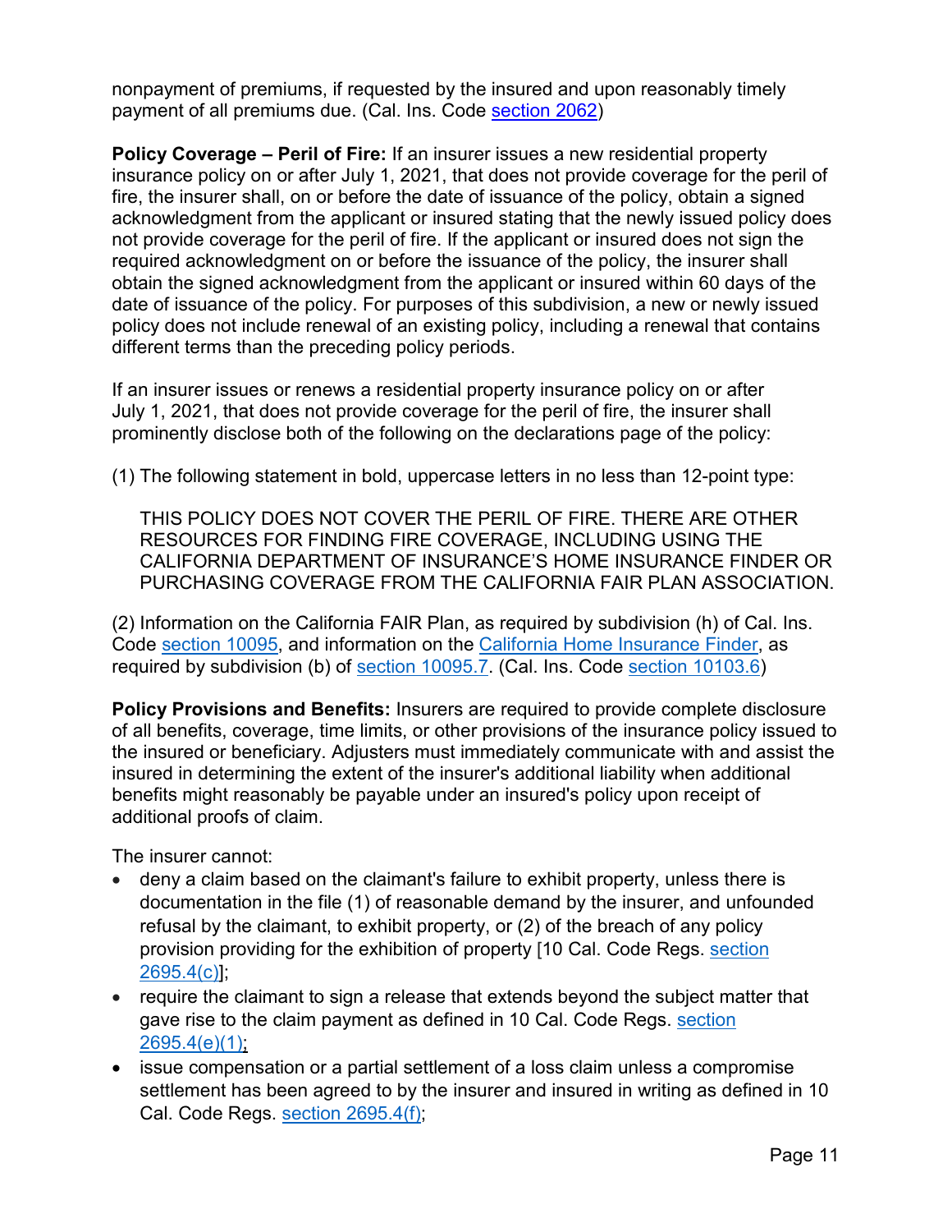nonpayment of premiums, if requested by the insured and upon reasonably timely payment of all premiums due. (Cal. Ins. Code section 2062)

**Policy Coverage – Peril of Fire:** If an insurer issues a new residential property insurance policy on or after July 1, 2021, that does not provide coverage for the peril of fire, the insurer shall, on or before the date of issuance of the policy, obtain a signed acknowledgment from the applicant or insured stating that the newly issued policy does not provide coverage for the peril of fire. If the applicant or insured does not sign the required acknowledgment on or before the issuance of the policy, the insurer shall obtain the signed acknowledgment from the applicant or insured within 60 days of the date of issuance of the policy. For purposes of this subdivision, a new or newly issued policy does not include renewal of an existing policy, including a renewal that contains different terms than the preceding policy periods.

If an insurer issues or renews a residential property insurance policy on or after July 1, 2021, that does not provide coverage for the peril of fire, the insurer shall prominently disclose both of the following on the declarations page of the policy:

(1) The following statement in bold, uppercase letters in no less than 12-point type:

> THIS POLICY DOES NOT COVER THE PERIL OF FIRE. THERE ARE OTHER RESOURCES FOR FINDING FIRE COVERAGE, INCLUDING USING THE CALIFORNIA DEPARTMENT OF INSURANCE'S HOME INSURANCE FINDER OR PURCHASING COVERAGE FROM THE CALIFORNIA FAIR PLAN ASSOCIATION.

(2) Information on the California FAIR Plan, as required by subdivision (h) of Cal. Ins. Code section 10095, and information on the California Home Insurance Finder, as required by subdivision (b) of section 10095.7. (Cal. Ins. Code section 10103.6)

**Policy Provisions and Benefits:** Insurers are required to provide complete disclosure of all benefits, coverage, time limits, or other provisions of the insurance policy issued to the insured or beneficiary. Adjusters must immediately communicate with and assist the insured in determining the extent of the insurer's additional liability when additional benefits might reasonably be payable under an insured's policy upon receipt of additional proofs of claim.

The insurer cannot:

- deny a claim based on the claimant's failure to exhibit property, unless there is documentation in the file (1) of reasonable demand by the insurer, and unfounded refusal by the claimant, to exhibit property, or (2) of the breach of any policy provision providing for the exhibition of property [10 Cal. Code Regs. section 2695.4(c)];
- require the claimant to sign a release that extends beyond the subject matter that gave rise to the claim payment as defined in 10 Cal. Code Regs. section 2695.4(e)(1);
- issue compensation or a partial settlement of a loss claim unless a compromise settlement has been agreed to by the insurer and insured in writing as defined in 10 Cal. Code Regs. section 2695.4(f);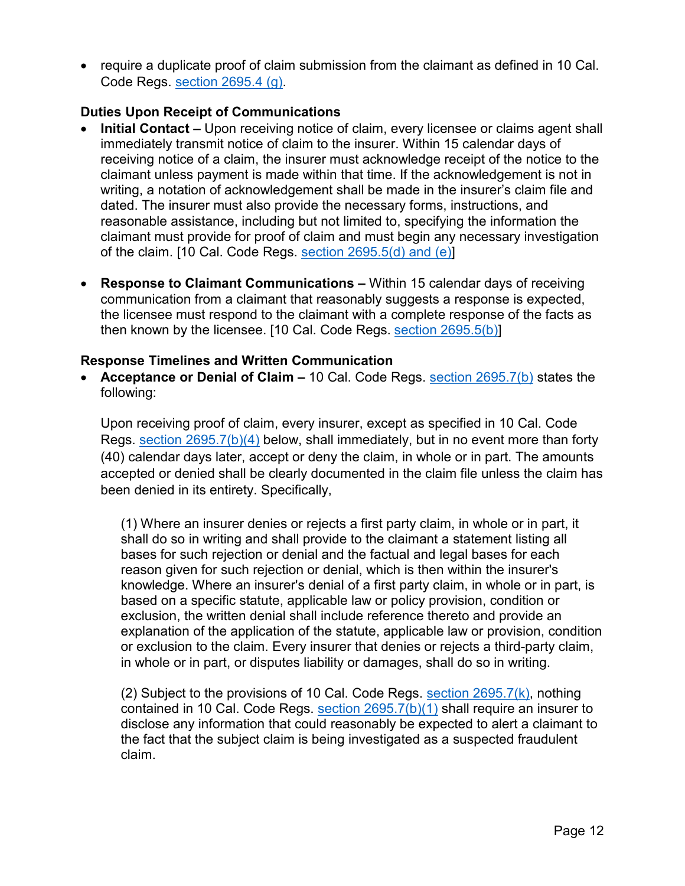- require a duplicate proof of claim submission from the claimant as defined in 10 Cal. Code Regs. section 2695.4 (g).

**Duties Upon Receipt of Communications**

- **Initial Contact –** Upon receiving notice of claim, every licensee or claims agent shall immediately transmit notice of claim to the insurer. Within 15 calendar days of receiving notice of a claim, the insurer must acknowledge receipt of the notice to the claimant unless payment is made within that time. If the acknowledgement is not in writing, a notation of acknowledgement shall be made in the insurer's claim file and dated. The insurer must also provide the necessary forms, instructions, and reasonable assistance, including but not limited to, specifying the information the claimant must provide for proof of claim and must begin any necessary investigation of the claim. [10 Cal. Code Regs. section 2695.5(d) and (e)]

- **Response to Claimant Communications –** Within 15 calendar days of receiving communication from a claimant that reasonably suggests a response is expected, the licensee must respond to the claimant with a complete response of the facts as then known by the licensee. [10 Cal. Code Regs. section 2695.5(b)]

**Response Timelines and Written Communication**

- **Acceptance or Denial of Claim –** 10 Cal. Code Regs. section 2695.7(b) states the following:

  Upon receiving proof of claim, every insurer, except as specified in 10 Cal. Code Regs. section 2695.7(b)(4) below, shall immediately, but in no event more than forty (40) calendar days later, accept or deny the claim, in whole or in part. The amounts accepted or denied shall be clearly documented in the claim file unless the claim has been denied in its entirety. Specifically,

  > (1) Where an insurer denies or rejects a first party claim, in whole or in part, it shall do so in writing and shall provide to the claimant a statement listing all bases for such rejection or denial and the factual and legal bases for each reason given for such rejection or denial, which is then within the insurer's knowledge. Where an insurer's denial of a first party claim, in whole or in part, is based on a specific statute, applicable law or policy provision, condition or exclusion, the written denial shall include reference thereto and provide an explanation of the application of the statute, applicable law or provision, condition or exclusion to the claim. Every insurer that denies or rejects a third-party claim, in whole or in part, or disputes liability or damages, shall do so in writing.
  >
  > (2) Subject to the provisions of 10 Cal. Code Regs. section 2695.7(k), nothing contained in 10 Cal. Code Regs. section 2695.7(b)(1) shall require an insurer to disclose any information that could reasonably be expected to alert a claimant to the fact that the subject claim is being investigated as a suspected fraudulent claim.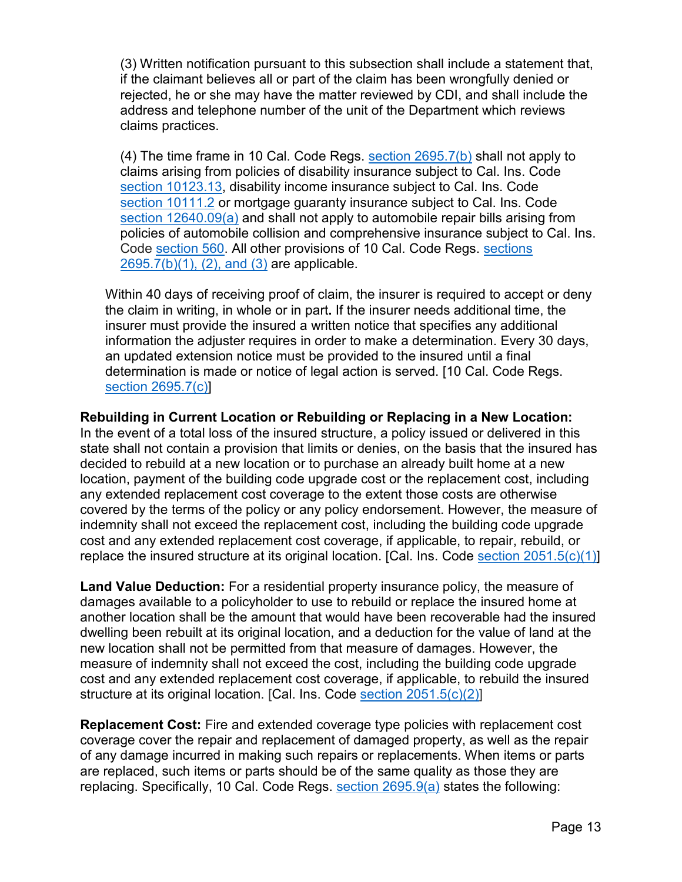(3) Written notification pursuant to this subsection shall include a statement that, if the claimant believes all or part of the claim has been wrongfully denied or rejected, he or she may have the matter reviewed by CDI, and shall include the address and telephone number of the unit of the Department which reviews claims practices.

(4) The time frame in 10 Cal. Code Regs. section 2695.7(b) shall not apply to claims arising from policies of disability insurance subject to Cal. Ins. Code section 10123.13, disability income insurance subject to Cal. Ins. Code section 10111.2 or mortgage guaranty insurance subject to Cal. Ins. Code section 12640.09(a) and shall not apply to automobile repair bills arising from policies of automobile collision and comprehensive insurance subject to Cal. Ins. Code section 560. All other provisions of 10 Cal. Code Regs. sections 2695.7(b)(1), (2), and (3) are applicable.

Within 40 days of receiving proof of claim, the insurer is required to accept or deny the claim in writing, in whole or in part**.** If the insurer needs additional time, the insurer must provide the insured a written notice that specifies any additional information the adjuster requires in order to make a determination. Every 30 days, an updated extension notice must be provided to the insured until a final determination is made or notice of legal action is served. [10 Cal. Code Regs. section 2695.7(c)]

**Rebuilding in Current Location or Rebuilding or Replacing in a New Location:** In the event of a total loss of the insured structure, a policy issued or delivered in this state shall not contain a provision that limits or denies, on the basis that the insured has decided to rebuild at a new location or to purchase an already built home at a new location, payment of the building code upgrade cost or the replacement cost, including any extended replacement cost coverage to the extent those costs are otherwise covered by the terms of the policy or any policy endorsement. However, the measure of indemnity shall not exceed the replacement cost, including the building code upgrade cost and any extended replacement cost coverage, if applicable, to repair, rebuild, or replace the insured structure at its original location. [Cal. Ins. Code section 2051.5(c)(1)]

**Land Value Deduction:** For a residential property insurance policy, the measure of damages available to a policyholder to use to rebuild or replace the insured home at another location shall be the amount that would have been recoverable had the insured dwelling been rebuilt at its original location, and a deduction for the value of land at the new location shall not be permitted from that measure of damages. However, the measure of indemnity shall not exceed the cost, including the building code upgrade cost and any extended replacement cost coverage, if applicable, to rebuild the insured structure at its original location. [Cal. Ins. Code section 2051.5(c)(2)]

**Replacement Cost:** Fire and extended coverage type policies with replacement cost coverage cover the repair and replacement of damaged property, as well as the repair of any damage incurred in making such repairs or replacements. When items or parts are replaced, such items or parts should be of the same quality as those they are replacing. Specifically, 10 Cal. Code Regs. section 2695.9(a) states the following: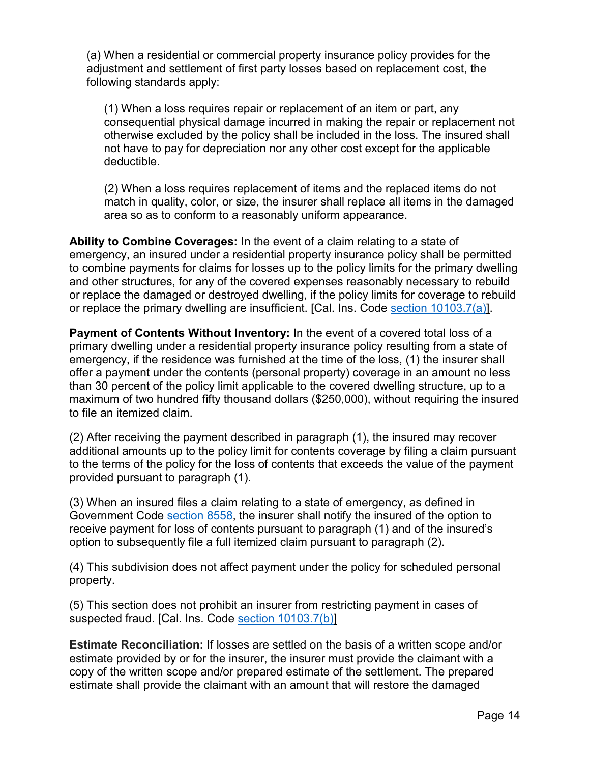(a) When a residential or commercial property insurance policy provides for the adjustment and settlement of first party losses based on replacement cost, the following standards apply:

(1) When a loss requires repair or replacement of an item or part, any consequential physical damage incurred in making the repair or replacement not otherwise excluded by the policy shall be included in the loss. The insured shall not have to pay for depreciation nor any other cost except for the applicable deductible.

(2) When a loss requires replacement of items and the replaced items do not match in quality, color, or size, the insurer shall replace all items in the damaged area so as to conform to a reasonably uniform appearance.

**Ability to Combine Coverages:** In the event of a claim relating to a state of emergency, an insured under a residential property insurance policy shall be permitted to combine payments for claims for losses up to the policy limits for the primary dwelling and other structures, for any of the covered expenses reasonably necessary to rebuild or replace the damaged or destroyed dwelling, if the policy limits for coverage to rebuild or replace the primary dwelling are insufficient. [Cal. Ins. Code section 10103.7(a)].

**Payment of Contents Without Inventory:** In the event of a covered total loss of a primary dwelling under a residential property insurance policy resulting from a state of emergency, if the residence was furnished at the time of the loss, (1) the insurer shall offer a payment under the contents (personal property) coverage in an amount no less than 30 percent of the policy limit applicable to the covered dwelling structure, up to a maximum of two hundred fifty thousand dollars ($250,000), without requiring the insured to file an itemized claim.

(2) After receiving the payment described in paragraph (1), the insured may recover additional amounts up to the policy limit for contents coverage by filing a claim pursuant to the terms of the policy for the loss of contents that exceeds the value of the payment provided pursuant to paragraph (1).

(3) When an insured files a claim relating to a state of emergency, as defined in Government Code section 8558, the insurer shall notify the insured of the option to receive payment for loss of contents pursuant to paragraph (1) and of the insured's option to subsequently file a full itemized claim pursuant to paragraph (2).

(4) This subdivision does not affect payment under the policy for scheduled personal property.

(5) This section does not prohibit an insurer from restricting payment in cases of suspected fraud. [Cal. Ins. Code section 10103.7(b)]

**Estimate Reconciliation:** If losses are settled on the basis of a written scope and/or estimate provided by or for the insurer, the insurer must provide the claimant with a copy of the written scope and/or prepared estimate of the settlement. The prepared estimate shall provide the claimant with an amount that will restore the damaged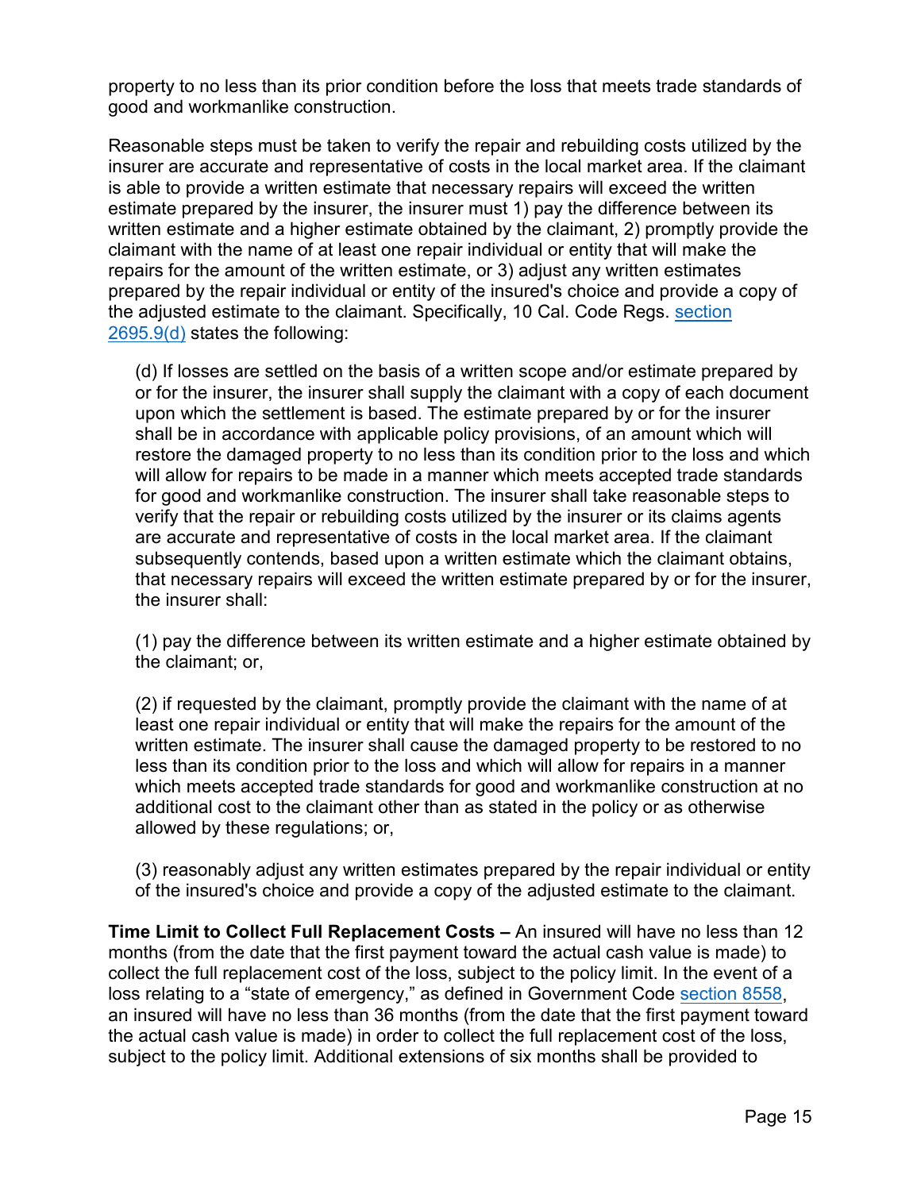property to no less than its prior condition before the loss that meets trade standards of good and workmanlike construction.

Reasonable steps must be taken to verify the repair and rebuilding costs utilized by the insurer are accurate and representative of costs in the local market area. If the claimant is able to provide a written estimate that necessary repairs will exceed the written estimate prepared by the insurer, the insurer must 1) pay the difference between its written estimate and a higher estimate obtained by the claimant, 2) promptly provide the claimant with the name of at least one repair individual or entity that will make the repairs for the amount of the written estimate, or 3) adjust any written estimates prepared by the repair individual or entity of the insured's choice and provide a copy of the adjusted estimate to the claimant. Specifically, 10 Cal. Code Regs. section 2695.9(d) states the following:

> (d) If losses are settled on the basis of a written scope and/or estimate prepared by or for the insurer, the insurer shall supply the claimant with a copy of each document upon which the settlement is based. The estimate prepared by or for the insurer shall be in accordance with applicable policy provisions, of an amount which will restore the damaged property to no less than its condition prior to the loss and which will allow for repairs to be made in a manner which meets accepted trade standards for good and workmanlike construction. The insurer shall take reasonable steps to verify that the repair or rebuilding costs utilized by the insurer or its claims agents are accurate and representative of costs in the local market area. If the claimant subsequently contends, based upon a written estimate which the claimant obtains, that necessary repairs will exceed the written estimate prepared by or for the insurer, the insurer shall:
>
> (1) pay the difference between its written estimate and a higher estimate obtained by the claimant; or,
>
> (2) if requested by the claimant, promptly provide the claimant with the name of at least one repair individual or entity that will make the repairs for the amount of the written estimate. The insurer shall cause the damaged property to be restored to no less than its condition prior to the loss and which will allow for repairs in a manner which meets accepted trade standards for good and workmanlike construction at no additional cost to the claimant other than as stated in the policy or as otherwise allowed by these regulations; or,
>
> (3) reasonably adjust any written estimates prepared by the repair individual or entity of the insured's choice and provide a copy of the adjusted estimate to the claimant.

**Time Limit to Collect Full Replacement Costs –** An insured will have no less than 12 months (from the date that the first payment toward the actual cash value is made) to collect the full replacement cost of the loss, subject to the policy limit. In the event of a loss relating to a "state of emergency," as defined in Government Code section 8558, an insured will have no less than 36 months (from the date that the first payment toward the actual cash value is made) in order to collect the full replacement cost of the loss, subject to the policy limit. Additional extensions of six months shall be provided to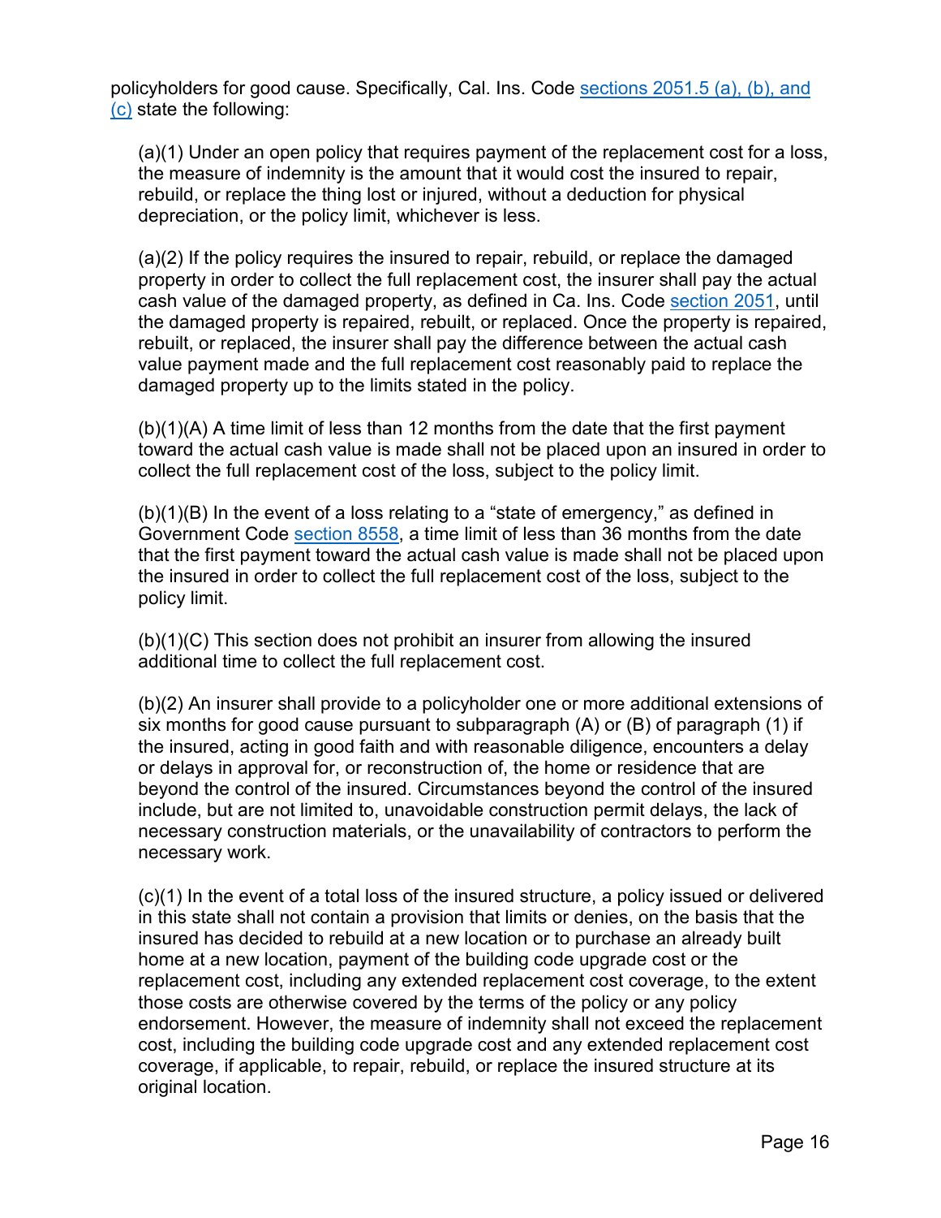policyholders for good cause. Specifically, Cal. Ins. Code [sections 2051.5 (a), (b), and (c)]() state the following:

> (a)(1) Under an open policy that requires payment of the replacement cost for a loss, the measure of indemnity is the amount that it would cost the insured to repair, rebuild, or replace the thing lost or injured, without a deduction for physical depreciation, or the policy limit, whichever is less.
>
> (a)(2) If the policy requires the insured to repair, rebuild, or replace the damaged property in order to collect the full replacement cost, the insurer shall pay the actual cash value of the damaged property, as defined in Ca. Ins. Code [section 2051](), until the damaged property is repaired, rebuilt, or replaced. Once the property is repaired, rebuilt, or replaced, the insurer shall pay the difference between the actual cash value payment made and the full replacement cost reasonably paid to replace the damaged property up to the limits stated in the policy.
>
> (b)(1)(A) A time limit of less than 12 months from the date that the first payment toward the actual cash value is made shall not be placed upon an insured in order to collect the full replacement cost of the loss, subject to the policy limit.
>
> (b)(1)(B) In the event of a loss relating to a "state of emergency," as defined in Government Code [section 8558](), a time limit of less than 36 months from the date that the first payment toward the actual cash value is made shall not be placed upon the insured in order to collect the full replacement cost of the loss, subject to the policy limit.
>
> (b)(1)(C) This section does not prohibit an insurer from allowing the insured additional time to collect the full replacement cost.
>
> (b)(2) An insurer shall provide to a policyholder one or more additional extensions of six months for good cause pursuant to subparagraph (A) or (B) of paragraph (1) if the insured, acting in good faith and with reasonable diligence, encounters a delay or delays in approval for, or reconstruction of, the home or residence that are beyond the control of the insured. Circumstances beyond the control of the insured include, but are not limited to, unavoidable construction permit delays, the lack of necessary construction materials, or the unavailability of contractors to perform the necessary work.
>
> (c)(1) In the event of a total loss of the insured structure, a policy issued or delivered in this state shall not contain a provision that limits or denies, on the basis that the insured has decided to rebuild at a new location or to purchase an already built home at a new location, payment of the building code upgrade cost or the replacement cost, including any extended replacement cost coverage, to the extent those costs are otherwise covered by the terms of the policy or any policy endorsement. However, the measure of indemnity shall not exceed the replacement cost, including the building code upgrade cost and any extended replacement cost coverage, if applicable, to repair, rebuild, or replace the insured structure at its original location.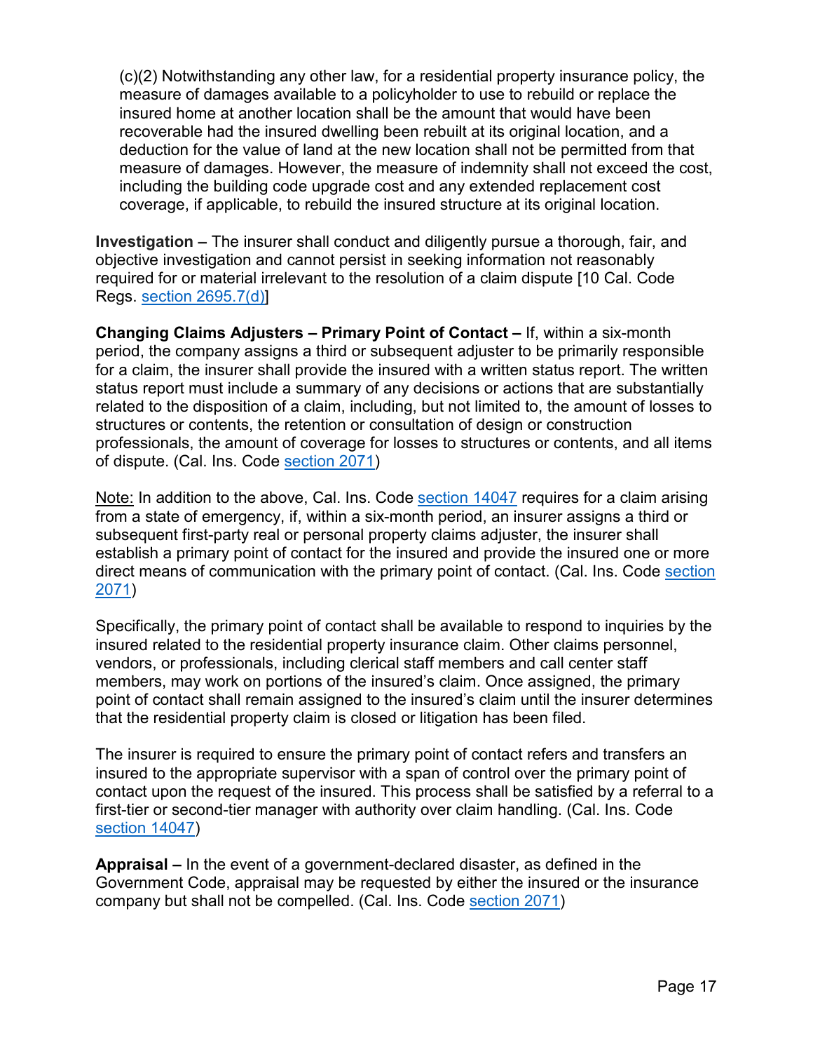(c)(2) Notwithstanding any other law, for a residential property insurance policy, the measure of damages available to a policyholder to use to rebuild or replace the insured home at another location shall be the amount that would have been recoverable had the insured dwelling been rebuilt at its original location, and a deduction for the value of land at the new location shall not be permitted from that measure of damages. However, the measure of indemnity shall not exceed the cost, including the building code upgrade cost and any extended replacement cost coverage, if applicable, to rebuild the insured structure at its original location.

**Investigation –** The insurer shall conduct and diligently pursue a thorough, fair, and objective investigation and cannot persist in seeking information not reasonably required for or material irrelevant to the resolution of a claim dispute [10 Cal. Code Regs. section 2695.7(d)]

**Changing Claims Adjusters – Primary Point of Contact –** If, within a six-month period, the company assigns a third or subsequent adjuster to be primarily responsible for a claim, the insurer shall provide the insured with a written status report. The written status report must include a summary of any decisions or actions that are substantially related to the disposition of a claim, including, but not limited to, the amount of losses to structures or contents, the retention or consultation of design or construction professionals, the amount of coverage for losses to structures or contents, and all items of dispute. (Cal. Ins. Code section 2071)

Note: In addition to the above, Cal. Ins. Code section 14047 requires for a claim arising from a state of emergency, if, within a six-month period, an insurer assigns a third or subsequent first-party real or personal property claims adjuster, the insurer shall establish a primary point of contact for the insured and provide the insured one or more direct means of communication with the primary point of contact. (Cal. Ins. Code section 2071)

Specifically, the primary point of contact shall be available to respond to inquiries by the insured related to the residential property insurance claim. Other claims personnel, vendors, or professionals, including clerical staff members and call center staff members, may work on portions of the insured's claim. Once assigned, the primary point of contact shall remain assigned to the insured's claim until the insurer determines that the residential property claim is closed or litigation has been filed.

The insurer is required to ensure the primary point of contact refers and transfers an insured to the appropriate supervisor with a span of control over the primary point of contact upon the request of the insured. This process shall be satisfied by a referral to a first-tier or second-tier manager with authority over claim handling. (Cal. Ins. Code section 14047)

**Appraisal –** In the event of a government-declared disaster, as defined in the Government Code, appraisal may be requested by either the insured or the insurance company but shall not be compelled. (Cal. Ins. Code section 2071)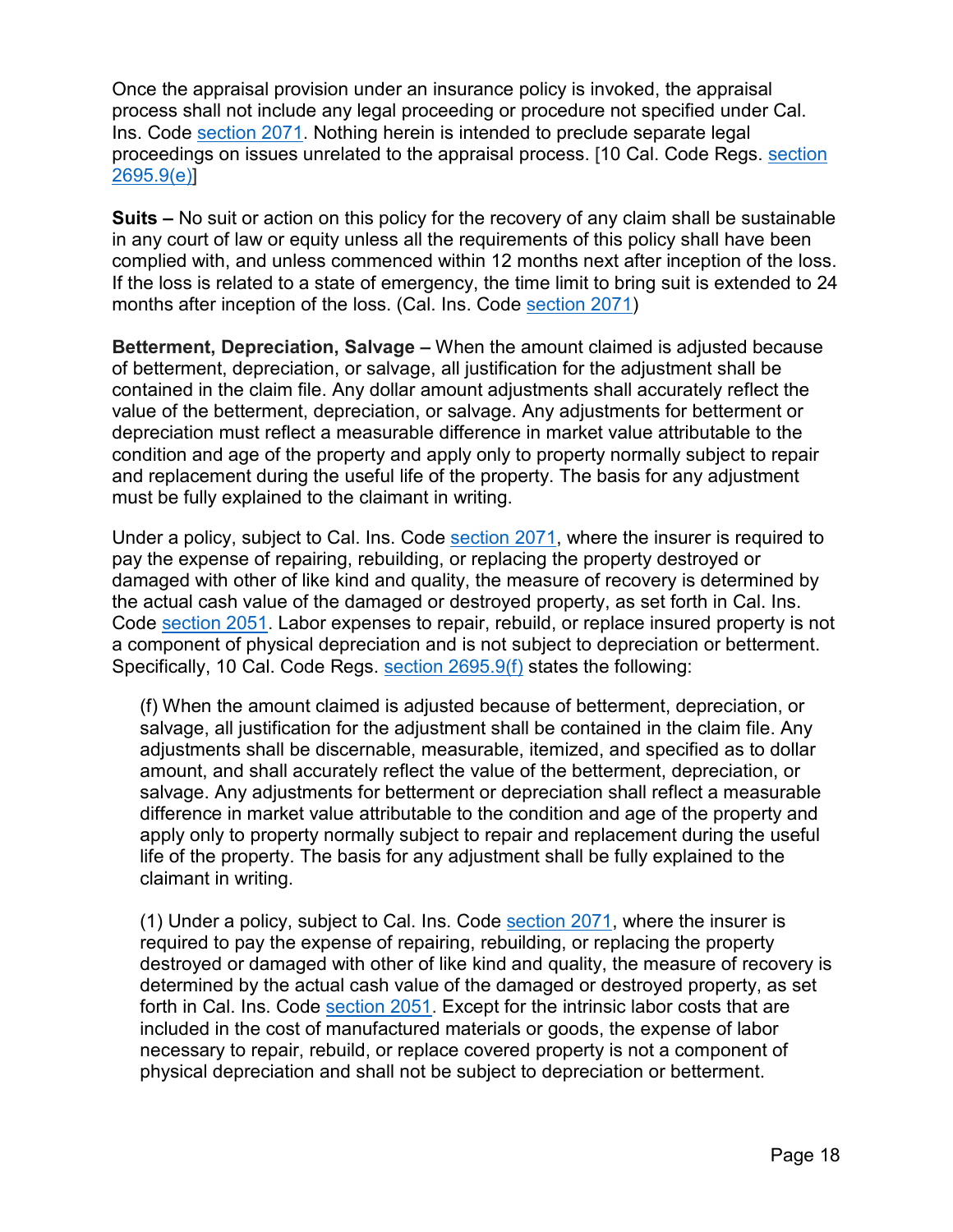Once the appraisal provision under an insurance policy is invoked, the appraisal process shall not include any legal proceeding or procedure not specified under Cal. Ins. Code section 2071. Nothing herein is intended to preclude separate legal proceedings on issues unrelated to the appraisal process. [10 Cal. Code Regs. section 2695.9(e)]

**Suits –** No suit or action on this policy for the recovery of any claim shall be sustainable in any court of law or equity unless all the requirements of this policy shall have been complied with, and unless commenced within 12 months next after inception of the loss. If the loss is related to a state of emergency, the time limit to bring suit is extended to 24 months after inception of the loss. (Cal. Ins. Code section 2071)

**Betterment, Depreciation, Salvage –** When the amount claimed is adjusted because of betterment, depreciation, or salvage, all justification for the adjustment shall be contained in the claim file. Any dollar amount adjustments shall accurately reflect the value of the betterment, depreciation, or salvage. Any adjustments for betterment or depreciation must reflect a measurable difference in market value attributable to the condition and age of the property and apply only to property normally subject to repair and replacement during the useful life of the property. The basis for any adjustment must be fully explained to the claimant in writing.

Under a policy, subject to Cal. Ins. Code section 2071, where the insurer is required to pay the expense of repairing, rebuilding, or replacing the property destroyed or damaged with other of like kind and quality, the measure of recovery is determined by the actual cash value of the damaged or destroyed property, as set forth in Cal. Ins. Code section 2051. Labor expenses to repair, rebuild, or replace insured property is not a component of physical depreciation and is not subject to depreciation or betterment. Specifically, 10 Cal. Code Regs. section 2695.9(f) states the following:

> (f) When the amount claimed is adjusted because of betterment, depreciation, or salvage, all justification for the adjustment shall be contained in the claim file. Any adjustments shall be discernable, measurable, itemized, and specified as to dollar amount, and shall accurately reflect the value of the betterment, depreciation, or salvage. Any adjustments for betterment or depreciation shall reflect a measurable difference in market value attributable to the condition and age of the property and apply only to property normally subject to repair and replacement during the useful life of the property. The basis for any adjustment shall be fully explained to the claimant in writing.
>
> (1) Under a policy, subject to Cal. Ins. Code section 2071, where the insurer is required to pay the expense of repairing, rebuilding, or replacing the property destroyed or damaged with other of like kind and quality, the measure of recovery is determined by the actual cash value of the damaged or destroyed property, as set forth in Cal. Ins. Code section 2051. Except for the intrinsic labor costs that are included in the cost of manufactured materials or goods, the expense of labor necessary to repair, rebuild, or replace covered property is not a component of physical depreciation and shall not be subject to depreciation or betterment.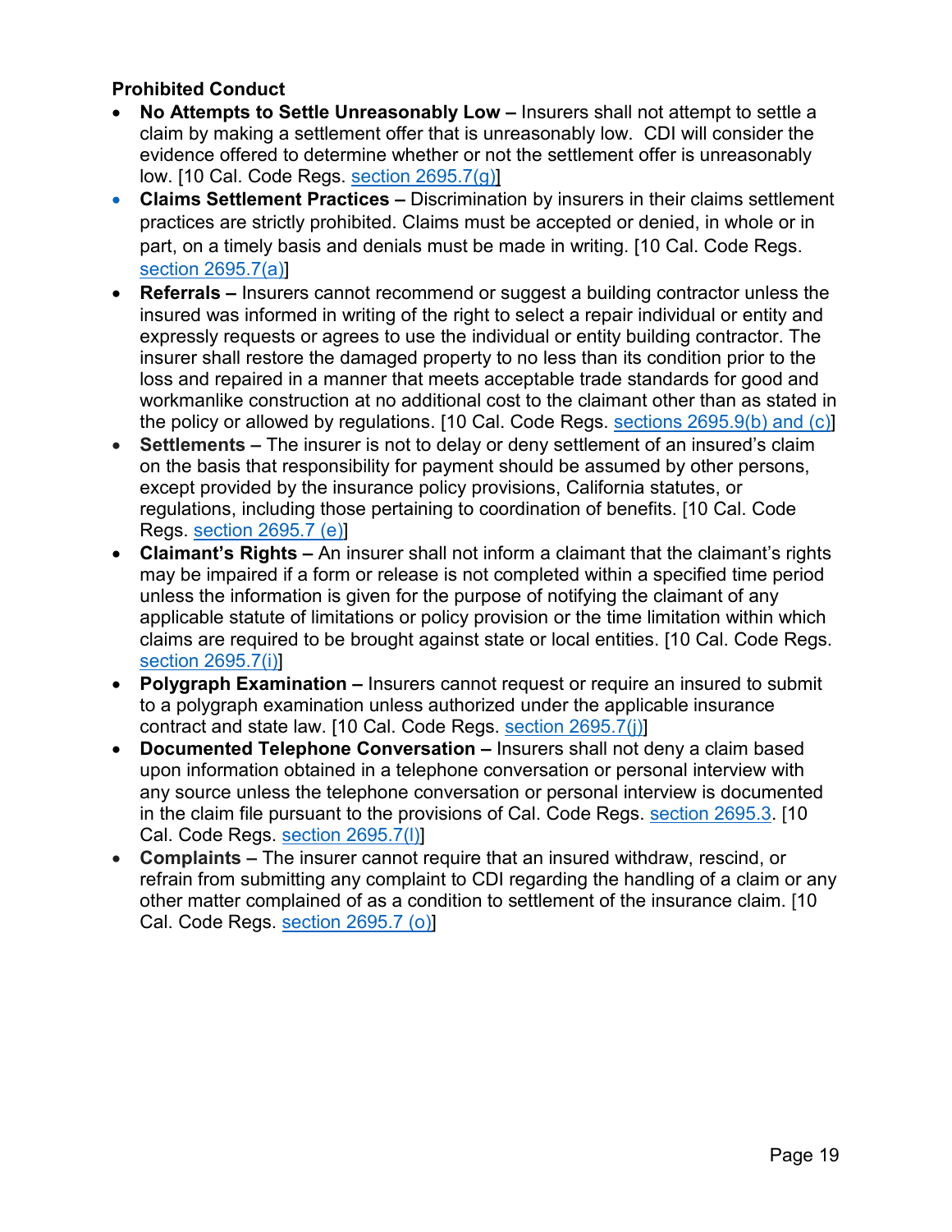**Prohibited Conduct**

- **No Attempts to Settle Unreasonably Low –** Insurers shall not attempt to settle a claim by making a settlement offer that is unreasonably low. CDI will consider the evidence offered to determine whether or not the settlement offer is unreasonably low. [10 Cal. Code Regs. section 2695.7(g)]
- **Claims Settlement Practices –** Discrimination by insurers in their claims settlement practices are strictly prohibited. Claims must be accepted or denied, in whole or in part, on a timely basis and denials must be made in writing. [10 Cal. Code Regs. section 2695.7(a)]
- **Referrals –** Insurers cannot recommend or suggest a building contractor unless the insured was informed in writing of the right to select a repair individual or entity and expressly requests or agrees to use the individual or entity building contractor. The insurer shall restore the damaged property to no less than its condition prior to the loss and repaired in a manner that meets acceptable trade standards for good and workmanlike construction at no additional cost to the claimant other than as stated in the policy or allowed by regulations. [10 Cal. Code Regs. sections 2695.9(b) and (c)]
- **Settlements –** The insurer is not to delay or deny settlement of an insured's claim on the basis that responsibility for payment should be assumed by other persons, except provided by the insurance policy provisions, California statutes, or regulations, including those pertaining to coordination of benefits. [10 Cal. Code Regs. section 2695.7 (e)]
- **Claimant's Rights –** An insurer shall not inform a claimant that the claimant's rights may be impaired if a form or release is not completed within a specified time period unless the information is given for the purpose of notifying the claimant of any applicable statute of limitations or policy provision or the time limitation within which claims are required to be brought against state or local entities. [10 Cal. Code Regs. section 2695.7(i)]
- **Polygraph Examination –** Insurers cannot request or require an insured to submit to a polygraph examination unless authorized under the applicable insurance contract and state law. [10 Cal. Code Regs. section 2695.7(j)]
- **Documented Telephone Conversation –** Insurers shall not deny a claim based upon information obtained in a telephone conversation or personal interview with any source unless the telephone conversation or personal interview is documented in the claim file pursuant to the provisions of Cal. Code Regs. section 2695.3. [10 Cal. Code Regs. section 2695.7(l)]
- **Complaints –** The insurer cannot require that an insured withdraw, rescind, or refrain from submitting any complaint to CDI regarding the handling of a claim or any other matter complained of as a condition to settlement of the insurance claim. [10 Cal. Code Regs. section 2695.7 (o)]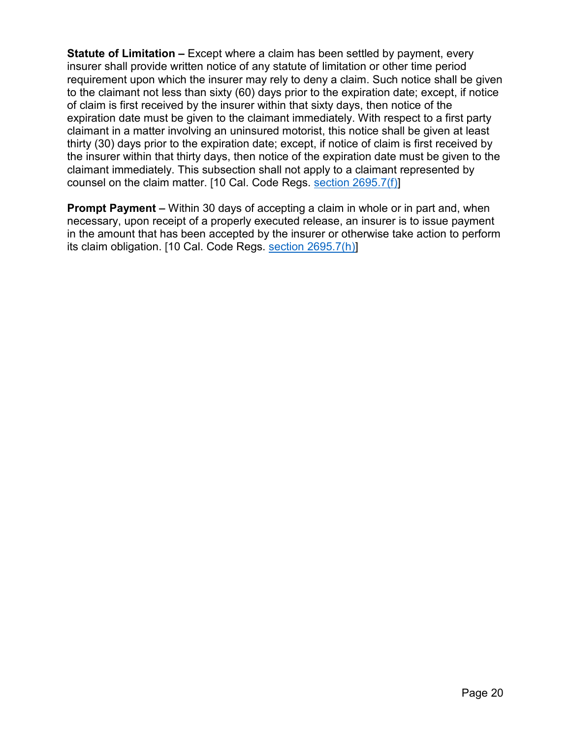**Statute of Limitation –** Except where a claim has been settled by payment, every insurer shall provide written notice of any statute of limitation or other time period requirement upon which the insurer may rely to deny a claim. Such notice shall be given to the claimant not less than sixty (60) days prior to the expiration date; except, if notice of claim is first received by the insurer within that sixty days, then notice of the expiration date must be given to the claimant immediately. With respect to a first party claimant in a matter involving an uninsured motorist, this notice shall be given at least thirty (30) days prior to the expiration date; except, if notice of claim is first received by the insurer within that thirty days, then notice of the expiration date must be given to the claimant immediately. This subsection shall not apply to a claimant represented by counsel on the claim matter. [10 Cal. Code Regs. section 2695.7(f)]

**Prompt Payment –** Within 30 days of accepting a claim in whole or in part and, when necessary, upon receipt of a properly executed release, an insurer is to issue payment in the amount that has been accepted by the insurer or otherwise take action to perform its claim obligation. [10 Cal. Code Regs. section 2695.7(h)]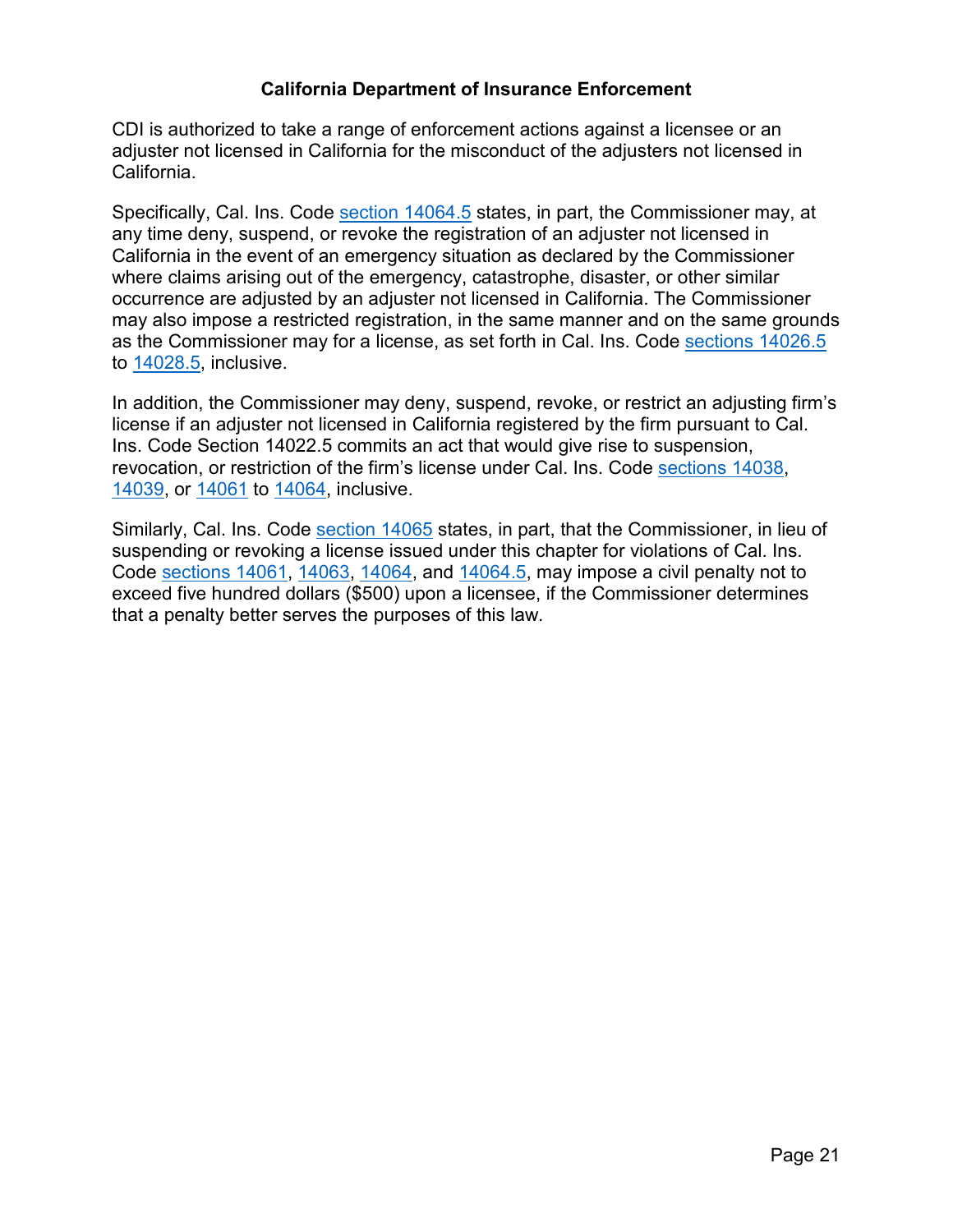## California Department of Insurance Enforcement

CDI is authorized to take a range of enforcement actions against a licensee or an adjuster not licensed in California for the misconduct of the adjusters not licensed in California.

Specifically, Cal. Ins. Code section 14064.5 states, in part, the Commissioner may, at any time deny, suspend, or revoke the registration of an adjuster not licensed in California in the event of an emergency situation as declared by the Commissioner where claims arising out of the emergency, catastrophe, disaster, or other similar occurrence are adjusted by an adjuster not licensed in California. The Commissioner may also impose a restricted registration, in the same manner and on the same grounds as the Commissioner may for a license, as set forth in Cal. Ins. Code sections 14026.5 to 14028.5, inclusive.

In addition, the Commissioner may deny, suspend, revoke, or restrict an adjusting firm's license if an adjuster not licensed in California registered by the firm pursuant to Cal. Ins. Code Section 14022.5 commits an act that would give rise to suspension, revocation, or restriction of the firm's license under Cal. Ins. Code sections 14038, 14039, or 14061 to 14064, inclusive.

Similarly, Cal. Ins. Code section 14065 states, in part, that the Commissioner, in lieu of suspending or revoking a license issued under this chapter for violations of Cal. Ins. Code sections 14061, 14063, 14064, and 14064.5, may impose a civil penalty not to exceed five hundred dollars ($500) upon a licensee, if the Commissioner determines that a penalty better serves the purposes of this law.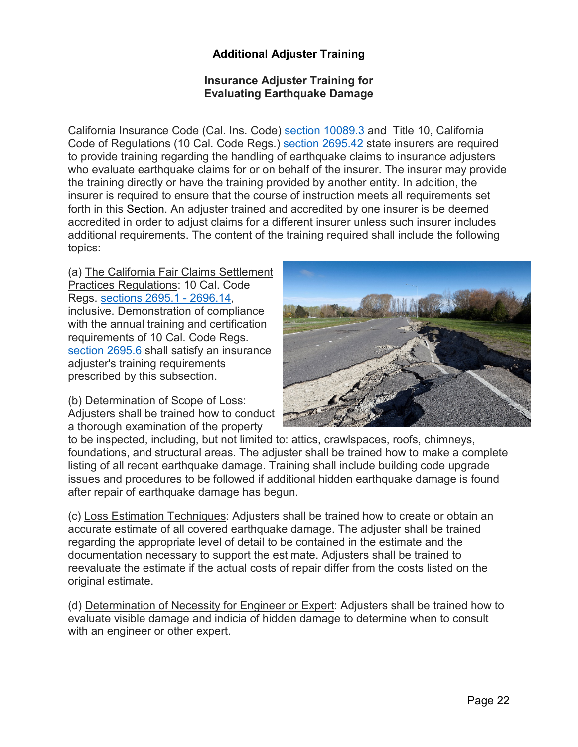# Additional Adjuster Training

## Insurance Adjuster Training for Evaluating Earthquake Damage

California Insurance Code (Cal. Ins. Code) section 10089.3 and Title 10, California Code of Regulations (10 Cal. Code Regs.) section 2695.42 state insurers are required to provide training regarding the handling of earthquake claims to insurance adjusters who evaluate earthquake claims for or on behalf of the insurer. The insurer may provide the training directly or have the training provided by another entity. In addition, the insurer is required to ensure that the course of instruction meets all requirements set forth in this Section. An adjuster trained and accredited by one insurer is be deemed accredited in order to adjust claims for a different insurer unless such insurer includes additional requirements. The content of the training required shall include the following topics:

(a) The California Fair Claims Settlement Practices Regulations: 10 Cal. Code Regs. sections 2695.1 - 2696.14, inclusive. Demonstration of compliance with the annual training and certification requirements of 10 Cal. Code Regs. section 2695.6 shall satisfy an insurance adjuster's training requirements prescribed by this subsection.

(b) Determination of Scope of Loss: Adjusters shall be trained how to conduct a thorough examination of the property to be inspected, including, but not limited to: attics, crawlspaces, roofs, chimneys, foundations, and structural areas. The adjuster shall be trained how to make a complete listing of all recent earthquake damage. Training shall include building code upgrade issues and procedures to be followed if additional hidden earthquake damage is found after repair of earthquake damage has begun.

(c) Loss Estimation Techniques: Adjusters shall be trained how to create or obtain an accurate estimate of all covered earthquake damage. The adjuster shall be trained regarding the appropriate level of detail to be contained in the estimate and the documentation necessary to support the estimate. Adjusters shall be trained to reevaluate the estimate if the actual costs of repair differ from the costs listed on the original estimate.

(d) Determination of Necessity for Engineer or Expert: Adjusters shall be trained how to evaluate visible damage and indicia of hidden damage to determine when to consult with an engineer or other expert.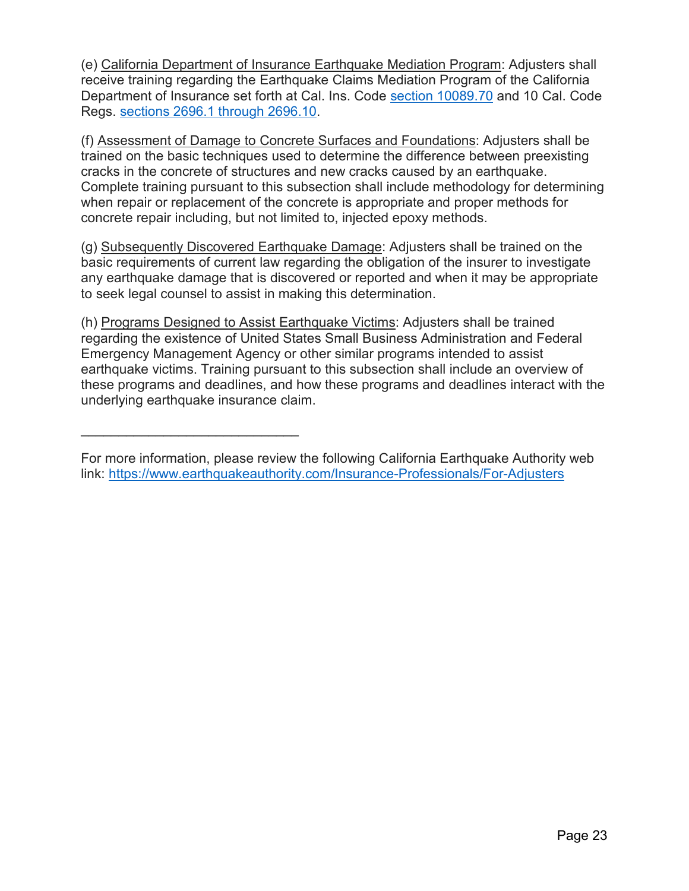(e) <u>California Department of Insurance Earthquake Mediation Program</u>: Adjusters shall receive training regarding the Earthquake Claims Mediation Program of the California Department of Insurance set forth at Cal. Ins. Code [section 10089.70]() and 10 Cal. Code Regs. [sections 2696.1 through 2696.10]().

(f) <u>Assessment of Damage to Concrete Surfaces and Foundations</u>: Adjusters shall be trained on the basic techniques used to determine the difference between preexisting cracks in the concrete of structures and new cracks caused by an earthquake. Complete training pursuant to this subsection shall include methodology for determining when repair or replacement of the concrete is appropriate and proper methods for concrete repair including, but not limited to, injected epoxy methods.

(g) <u>Subsequently Discovered Earthquake Damage</u>: Adjusters shall be trained on the basic requirements of current law regarding the obligation of the insurer to investigate any earthquake damage that is discovered or reported and when it may be appropriate to seek legal counsel to assist in making this determination.

(h) <u>Programs Designed to Assist Earthquake Victims</u>: Adjusters shall be trained regarding the existence of United States Small Business Administration and Federal Emergency Management Agency or other similar programs intended to assist earthquake victims. Training pursuant to this subsection shall include an overview of these programs and deadlines, and how these programs and deadlines interact with the underlying earthquake insurance claim.

---

For more information, please review the following California Earthquake Authority web link: [https://www.earthquakeauthority.com/Insurance-Professionals/For-Adjusters](https://www.earthquakeauthority.com/Insurance-Professionals/For-Adjusters)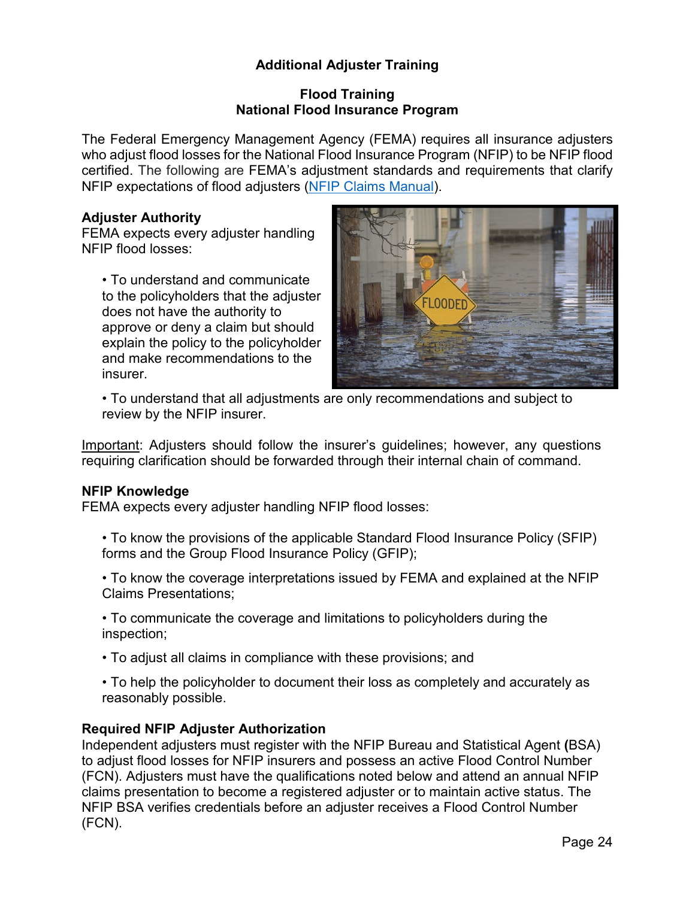## Additional Adjuster Training

### Flood Training
### National Flood Insurance Program

The Federal Emergency Management Agency (FEMA) requires all insurance adjusters who adjust flood losses for the National Flood Insurance Program (NFIP) to be NFIP flood certified. The following are FEMA's adjustment standards and requirements that clarify NFIP expectations of flood adjusters (NFIP Claims Manual).

**Adjuster Authority**

FEMA expects every adjuster handling NFIP flood losses:

- To understand and communicate to the policyholders that the adjuster does not have the authority to approve or deny a claim but should explain the policy to the policyholder and make recommendations to the insurer.
- To understand that all adjustments are only recommendations and subject to review by the NFIP insurer.

Important: Adjusters should follow the insurer's guidelines; however, any questions requiring clarification should be forwarded through their internal chain of command.

**NFIP Knowledge**

FEMA expects every adjuster handling NFIP flood losses:

- To know the provisions of the applicable Standard Flood Insurance Policy (SFIP) forms and the Group Flood Insurance Policy (GFIP);
- To know the coverage interpretations issued by FEMA and explained at the NFIP Claims Presentations;
- To communicate the coverage and limitations to policyholders during the inspection;
- To adjust all claims in compliance with these provisions; and
- To help the policyholder to document their loss as completely and accurately as reasonably possible.

**Required NFIP Adjuster Authorization**

Independent adjusters must register with the NFIP Bureau and Statistical Agent **(**BSA) to adjust flood losses for NFIP insurers and possess an active Flood Control Number (FCN). Adjusters must have the qualifications noted below and attend an annual NFIP claims presentation to become a registered adjuster or to maintain active status. The NFIP BSA verifies credentials before an adjuster receives a Flood Control Number (FCN).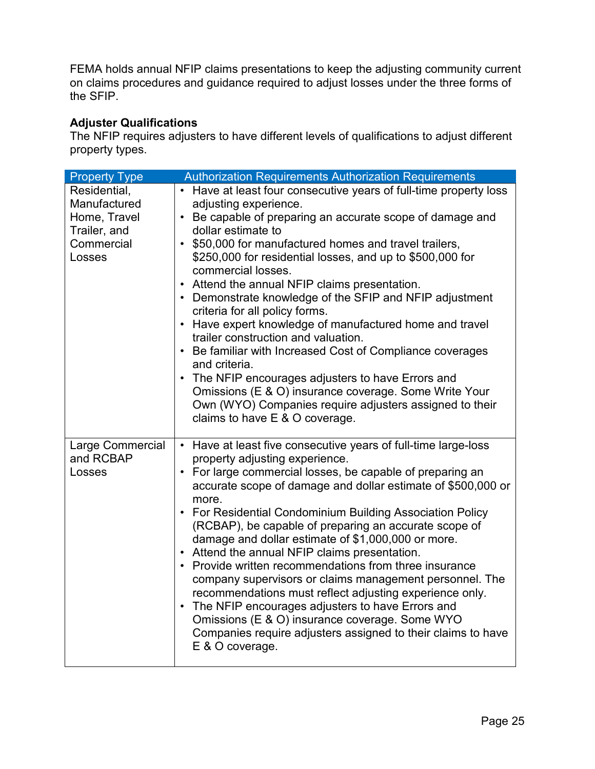FEMA holds annual NFIP claims presentations to keep the adjusting community current on claims procedures and guidance required to adjust losses under the three forms of the SFIP.

**Adjuster Qualifications**

The NFIP requires adjusters to have different levels of qualifications to adjust different property types.

| Property Type | Authorization Requirements Authorization Requirements |
|---|---|
| Residential, Manufactured Home, Travel Trailer, and Commercial Losses | • Have at least four consecutive years of full-time property loss adjusting experience.<br>• Be capable of preparing an accurate scope of damage and dollar estimate to<br>• $50,000 for manufactured homes and travel trailers, $250,000 for residential losses, and up to $500,000 for commercial losses.<br>• Attend the annual NFIP claims presentation.<br>• Demonstrate knowledge of the SFIP and NFIP adjustment criteria for all policy forms.<br>• Have expert knowledge of manufactured home and travel trailer construction and valuation.<br>• Be familiar with Increased Cost of Compliance coverages and criteria.<br>• The NFIP encourages adjusters to have Errors and Omissions (E & O) insurance coverage. Some Write Your Own (WYO) Companies require adjusters assigned to their claims to have E & O coverage. |
| Large Commercial and RCBAP Losses | • Have at least five consecutive years of full-time large-loss property adjusting experience.<br>• For large commercial losses, be capable of preparing an accurate scope of damage and dollar estimate of $500,000 or more.<br>• For Residential Condominium Building Association Policy (RCBAP), be capable of preparing an accurate scope of damage and dollar estimate of $1,000,000 or more.<br>• Attend the annual NFIP claims presentation.<br>• Provide written recommendations from three insurance company supervisors or claims management personnel. The recommendations must reflect adjusting experience only.<br>• The NFIP encourages adjusters to have Errors and Omissions (E & O) insurance coverage. Some WYO Companies require adjusters assigned to their claims to have E & O coverage. |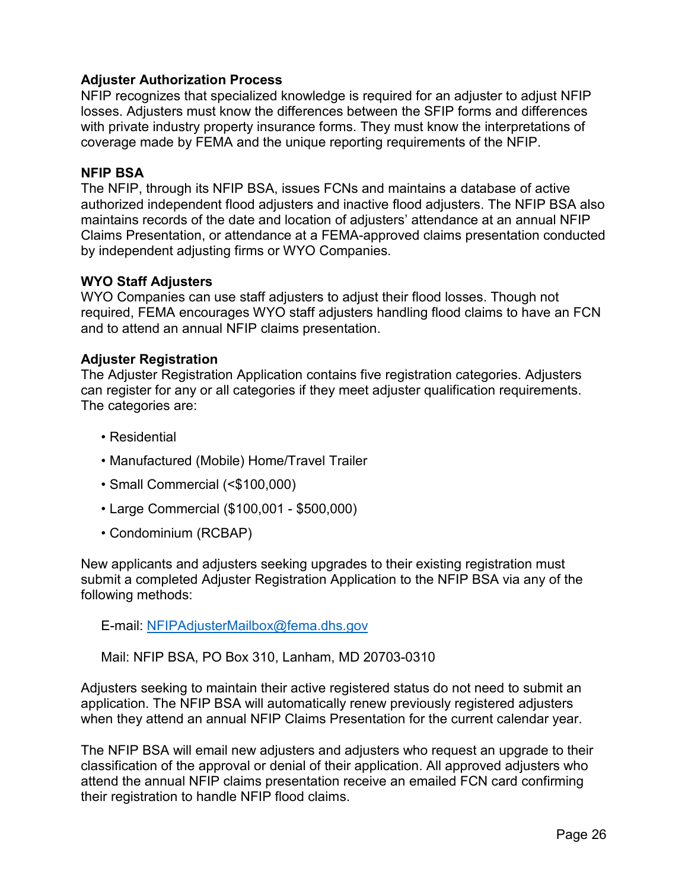### Adjuster Authorization Process

NFIP recognizes that specialized knowledge is required for an adjuster to adjust NFIP losses. Adjusters must know the differences between the SFIP forms and differences with private industry property insurance forms. They must know the interpretations of coverage made by FEMA and the unique reporting requirements of the NFIP.

### NFIP BSA

The NFIP, through its NFIP BSA, issues FCNs and maintains a database of active authorized independent flood adjusters and inactive flood adjusters. The NFIP BSA also maintains records of the date and location of adjusters' attendance at an annual NFIP Claims Presentation, or attendance at a FEMA-approved claims presentation conducted by independent adjusting firms or WYO Companies.

### WYO Staff Adjusters

WYO Companies can use staff adjusters to adjust their flood losses. Though not required, FEMA encourages WYO staff adjusters handling flood claims to have an FCN and to attend an annual NFIP claims presentation.

### Adjuster Registration

The Adjuster Registration Application contains five registration categories. Adjusters can register for any or all categories if they meet adjuster qualification requirements. The categories are:

- Residential
- Manufactured (Mobile) Home/Travel Trailer
- Small Commercial (<$100,000)
- Large Commercial ($100,001 - $500,000)
- Condominium (RCBAP)

New applicants and adjusters seeking upgrades to their existing registration must submit a completed Adjuster Registration Application to the NFIP BSA via any of the following methods:

E-mail: [NFIPAdjusterMailbox@fema.dhs.gov](mailto:NFIPAdjusterMailbox@fema.dhs.gov)

Mail: NFIP BSA, PO Box 310, Lanham, MD 20703-0310

Adjusters seeking to maintain their active registered status do not need to submit an application. The NFIP BSA will automatically renew previously registered adjusters when they attend an annual NFIP Claims Presentation for the current calendar year.

The NFIP BSA will email new adjusters and adjusters who request an upgrade to their classification of the approval or denial of their application. All approved adjusters who attend the annual NFIP claims presentation receive an emailed FCN card confirming their registration to handle NFIP flood claims.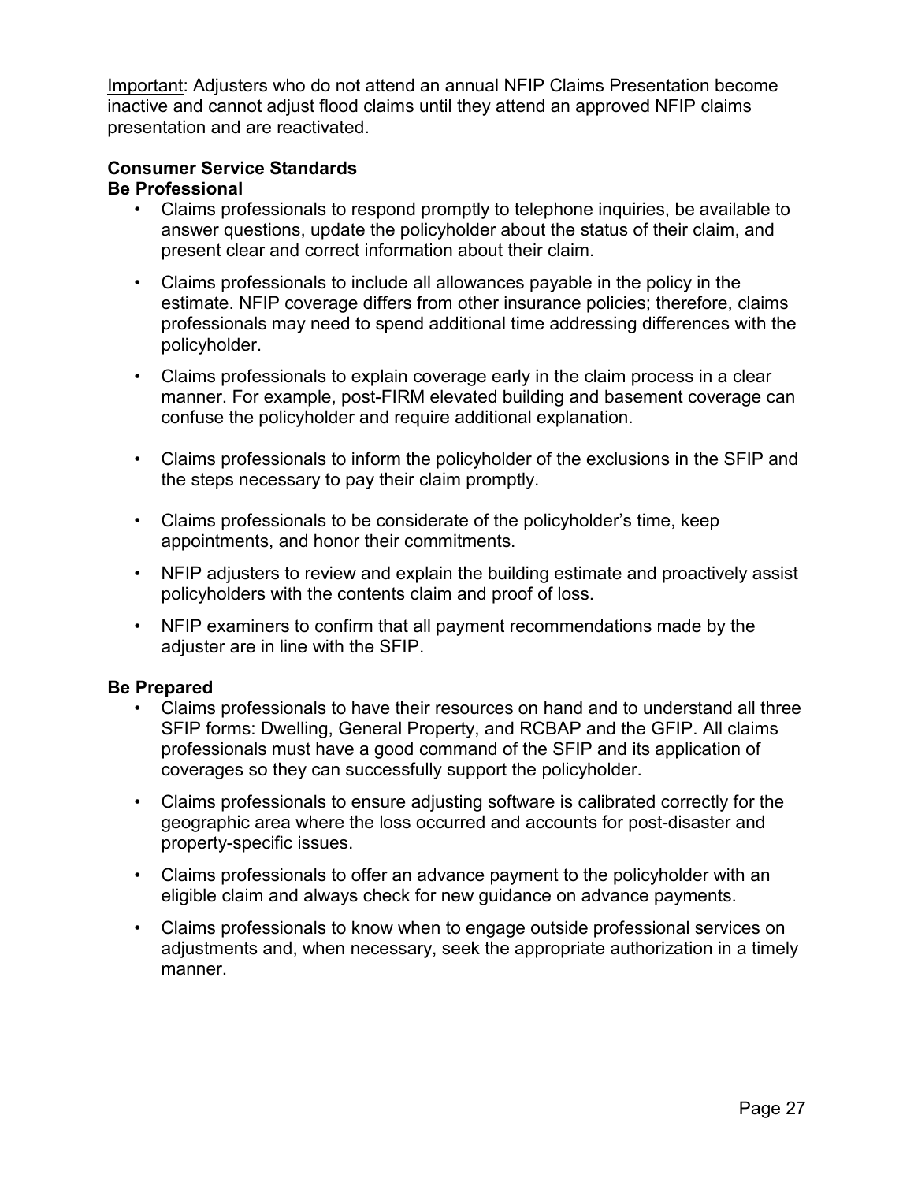Important: Adjusters who do not attend an annual NFIP Claims Presentation become inactive and cannot adjust flood claims until they attend an approved NFIP claims presentation and are reactivated.

**Consumer Service Standards**

**Be Professional**

- Claims professionals to respond promptly to telephone inquiries, be available to answer questions, update the policyholder about the status of their claim, and present clear and correct information about their claim.
- Claims professionals to include all allowances payable in the policy in the estimate. NFIP coverage differs from other insurance policies; therefore, claims professionals may need to spend additional time addressing differences with the policyholder.
- Claims professionals to explain coverage early in the claim process in a clear manner. For example, post-FIRM elevated building and basement coverage can confuse the policyholder and require additional explanation.
- Claims professionals to inform the policyholder of the exclusions in the SFIP and the steps necessary to pay their claim promptly.
- Claims professionals to be considerate of the policyholder's time, keep appointments, and honor their commitments.
- NFIP adjusters to review and explain the building estimate and proactively assist policyholders with the contents claim and proof of loss.
- NFIP examiners to confirm that all payment recommendations made by the adjuster are in line with the SFIP.

**Be Prepared**

- Claims professionals to have their resources on hand and to understand all three SFIP forms: Dwelling, General Property, and RCBAP and the GFIP. All claims professionals must have a good command of the SFIP and its application of coverages so they can successfully support the policyholder.
- Claims professionals to ensure adjusting software is calibrated correctly for the geographic area where the loss occurred and accounts for post-disaster and property-specific issues.
- Claims professionals to offer an advance payment to the policyholder with an eligible claim and always check for new guidance on advance payments.
- Claims professionals to know when to engage outside professional services on adjustments and, when necessary, seek the appropriate authorization in a timely manner.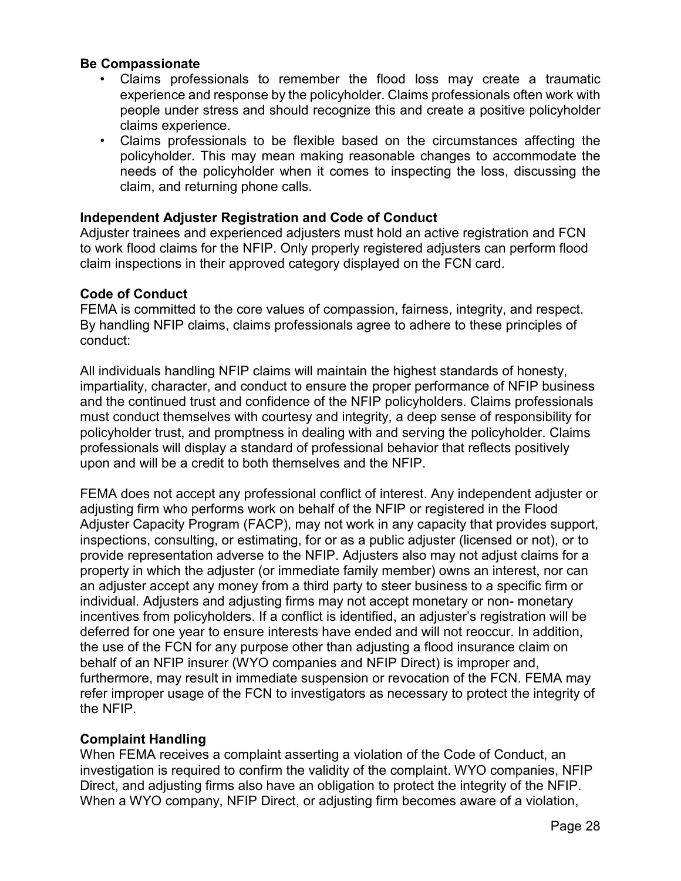**Be Compassionate**

- Claims professionals to remember the flood loss may create a traumatic experience and response by the policyholder. Claims professionals often work with people under stress and should recognize this and create a positive policyholder claims experience.
- Claims professionals to be flexible based on the circumstances affecting the policyholder. This may mean making reasonable changes to accommodate the needs of the policyholder when it comes to inspecting the loss, discussing the claim, and returning phone calls.

**Independent Adjuster Registration and Code of Conduct**

Adjuster trainees and experienced adjusters must hold an active registration and FCN to work flood claims for the NFIP. Only properly registered adjusters can perform flood claim inspections in their approved category displayed on the FCN card.

**Code of Conduct**

FEMA is committed to the core values of compassion, fairness, integrity, and respect. By handling NFIP claims, claims professionals agree to adhere to these principles of conduct:

All individuals handling NFIP claims will maintain the highest standards of honesty, impartiality, character, and conduct to ensure the proper performance of NFIP business and the continued trust and confidence of the NFIP policyholders. Claims professionals must conduct themselves with courtesy and integrity, a deep sense of responsibility for policyholder trust, and promptness in dealing with and serving the policyholder. Claims professionals will display a standard of professional behavior that reflects positively upon and will be a credit to both themselves and the NFIP.

FEMA does not accept any professional conflict of interest. Any independent adjuster or adjusting firm who performs work on behalf of the NFIP or registered in the Flood Adjuster Capacity Program (FACP), may not work in any capacity that provides support, inspections, consulting, or estimating, for or as a public adjuster (licensed or not), or to provide representation adverse to the NFIP. Adjusters also may not adjust claims for a property in which the adjuster (or immediate family member) owns an interest, nor can an adjuster accept any money from a third party to steer business to a specific firm or individual. Adjusters and adjusting firms may not accept monetary or non- monetary incentives from policyholders. If a conflict is identified, an adjuster's registration will be deferred for one year to ensure interests have ended and will not reoccur. In addition, the use of the FCN for any purpose other than adjusting a flood insurance claim on behalf of an NFIP insurer (WYO companies and NFIP Direct) is improper and, furthermore, may result in immediate suspension or revocation of the FCN. FEMA may refer improper usage of the FCN to investigators as necessary to protect the integrity of the NFIP.

**Complaint Handling**

When FEMA receives a complaint asserting a violation of the Code of Conduct, an investigation is required to confirm the validity of the complaint. WYO companies, NFIP Direct, and adjusting firms also have an obligation to protect the integrity of the NFIP. When a WYO company, NFIP Direct, or adjusting firm becomes aware of a violation,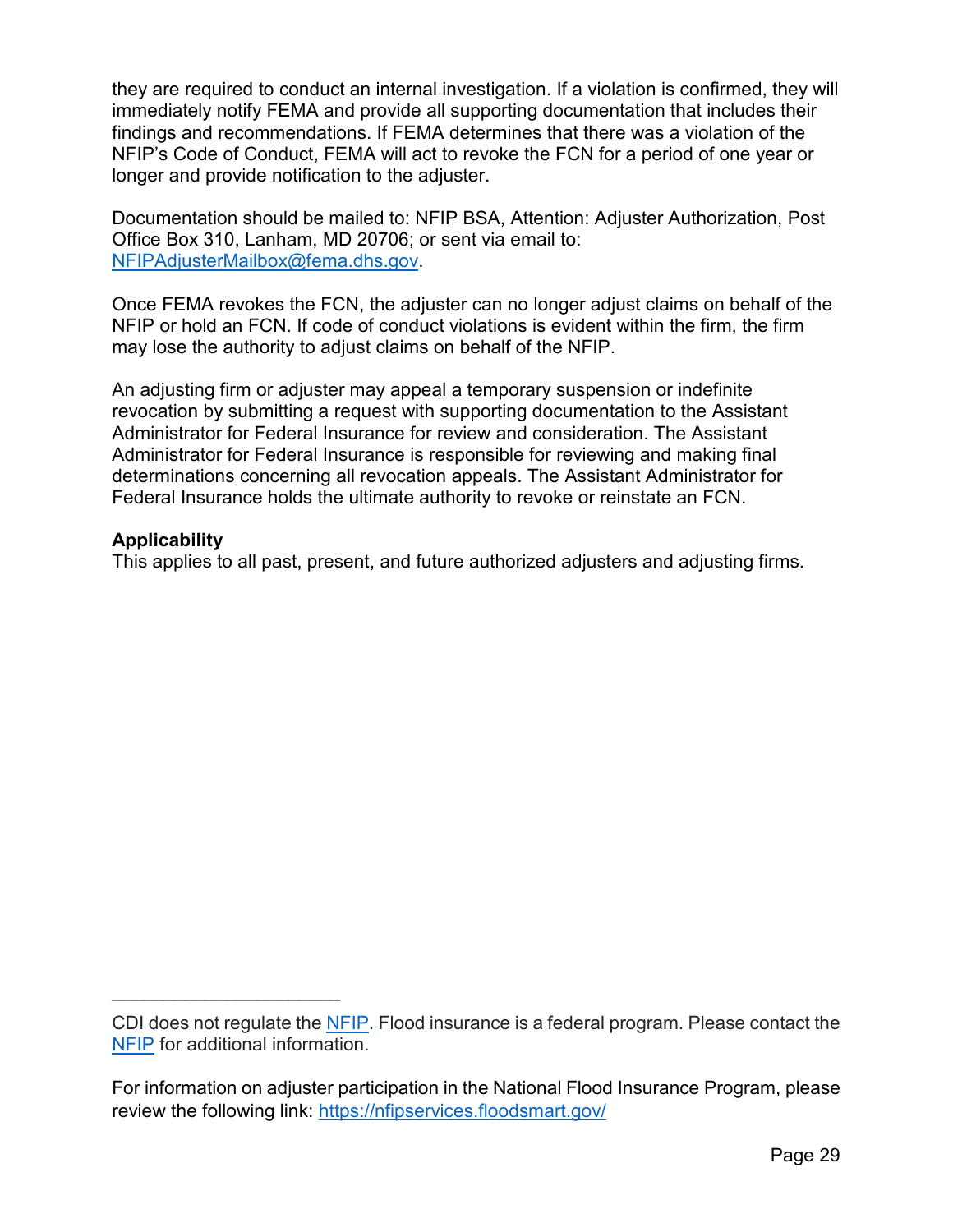they are required to conduct an internal investigation. If a violation is confirmed, they will immediately notify FEMA and provide all supporting documentation that includes their findings and recommendations. If FEMA determines that there was a violation of the NFIP's Code of Conduct, FEMA will act to revoke the FCN for a period of one year or longer and provide notification to the adjuster.

Documentation should be mailed to: NFIP BSA, Attention: Adjuster Authorization, Post Office Box 310, Lanham, MD 20706; or sent via email to: NFIPAdjusterMailbox@fema.dhs.gov.

Once FEMA revokes the FCN, the adjuster can no longer adjust claims on behalf of the NFIP or hold an FCN. If code of conduct violations is evident within the firm, the firm may lose the authority to adjust claims on behalf of the NFIP.

An adjusting firm or adjuster may appeal a temporary suspension or indefinite revocation by submitting a request with supporting documentation to the Assistant Administrator for Federal Insurance for review and consideration. The Assistant Administrator for Federal Insurance is responsible for reviewing and making final determinations concerning all revocation appeals. The Assistant Administrator for Federal Insurance holds the ultimate authority to revoke or reinstate an FCN.

**Applicability**
This applies to all past, present, and future authorized adjusters and adjusting firms.

---

CDI does not regulate the NFIP. Flood insurance is a federal program. Please contact the NFIP for additional information.

For information on adjuster participation in the National Flood Insurance Program, please review the following link: https://nfipservices.floodsmart.gov/